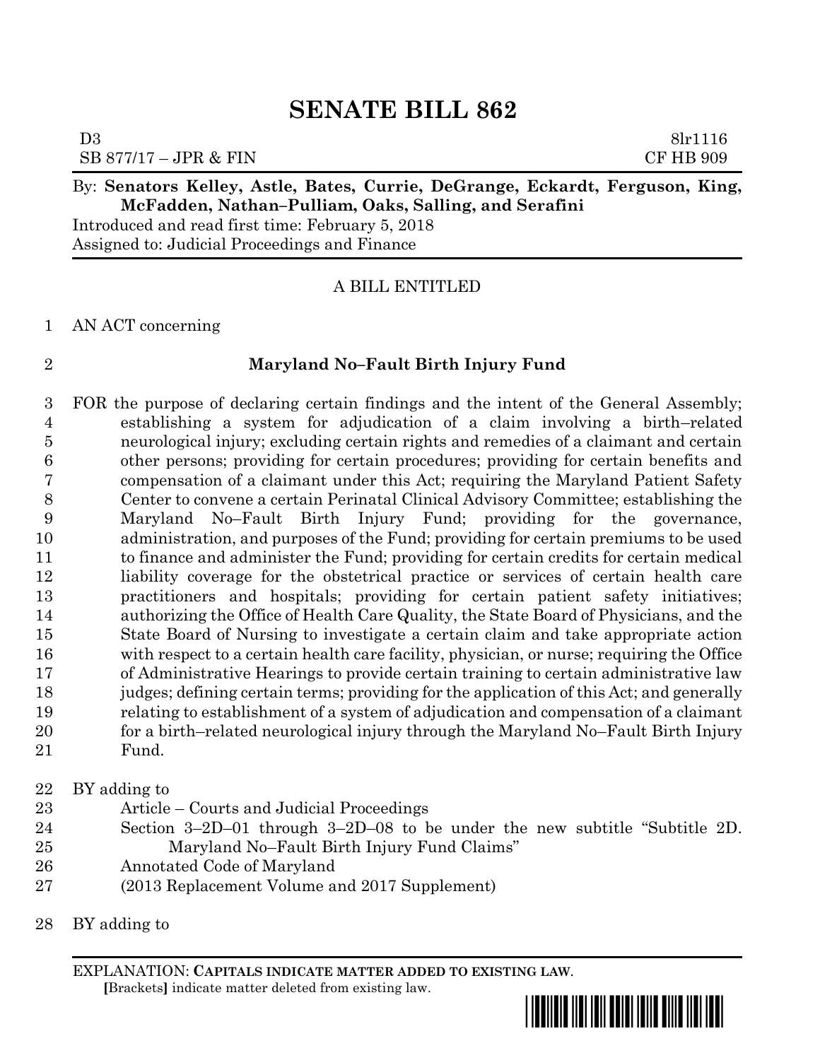# SENATE BILL 862

D3 8lr1116
SB 877/17 – JPR & FIN CF HB 909

By: **Senators Kelley, Astle, Bates, Currie, DeGrange, Eckardt, Ferguson, King, McFadden, Nathan–Pulliam, Oaks, Salling, and Serafini**

Introduced and read first time: February 5, 2018

Assigned to: Judicial Proceedings and Finance

A BILL ENTITLED

1 AN ACT concerning

2 **Maryland No–Fault Birth Injury Fund**

3 FOR the purpose of declaring certain findings and the intent of the General Assembly;
4 establishing a system for adjudication of a claim involving a birth–related
5 neurological injury; excluding certain rights and remedies of a claimant and certain
6 other persons; providing for certain procedures; providing for certain benefits and
7 compensation of a claimant under this Act; requiring the Maryland Patient Safety
8 Center to convene a certain Perinatal Clinical Advisory Committee; establishing the
9 Maryland No–Fault Birth Injury Fund; providing for the governance,
10 administration, and purposes of the Fund; providing for certain premiums to be used
11 to finance and administer the Fund; providing for certain credits for certain medical
12 liability coverage for the obstetrical practice or services of certain health care
13 practitioners and hospitals; providing for certain patient safety initiatives;
14 authorizing the Office of Health Care Quality, the State Board of Physicians, and the
15 State Board of Nursing to investigate a certain claim and take appropriate action
16 with respect to a certain health care facility, physician, or nurse; requiring the Office
17 of Administrative Hearings to provide certain training to certain administrative law
18 judges; defining certain terms; providing for the application of this Act; and generally
19 relating to establishment of a system of adjudication and compensation of a claimant
20 for a birth–related neurological injury through the Maryland No–Fault Birth Injury
21 Fund.

22 BY adding to
23 Article – Courts and Judicial Proceedings
24 Section 3–2D–01 through 3–2D–08 to be under the new subtitle "Subtitle 2D.
25 Maryland No–Fault Birth Injury Fund Claims"
26 Annotated Code of Maryland
27 (2013 Replacement Volume and 2017 Supplement)

28 BY adding to

EXPLANATION: **CAPITALS INDICATE MATTER ADDED TO EXISTING LAW.**
**[**Brackets**]** indicate matter deleted from existing law.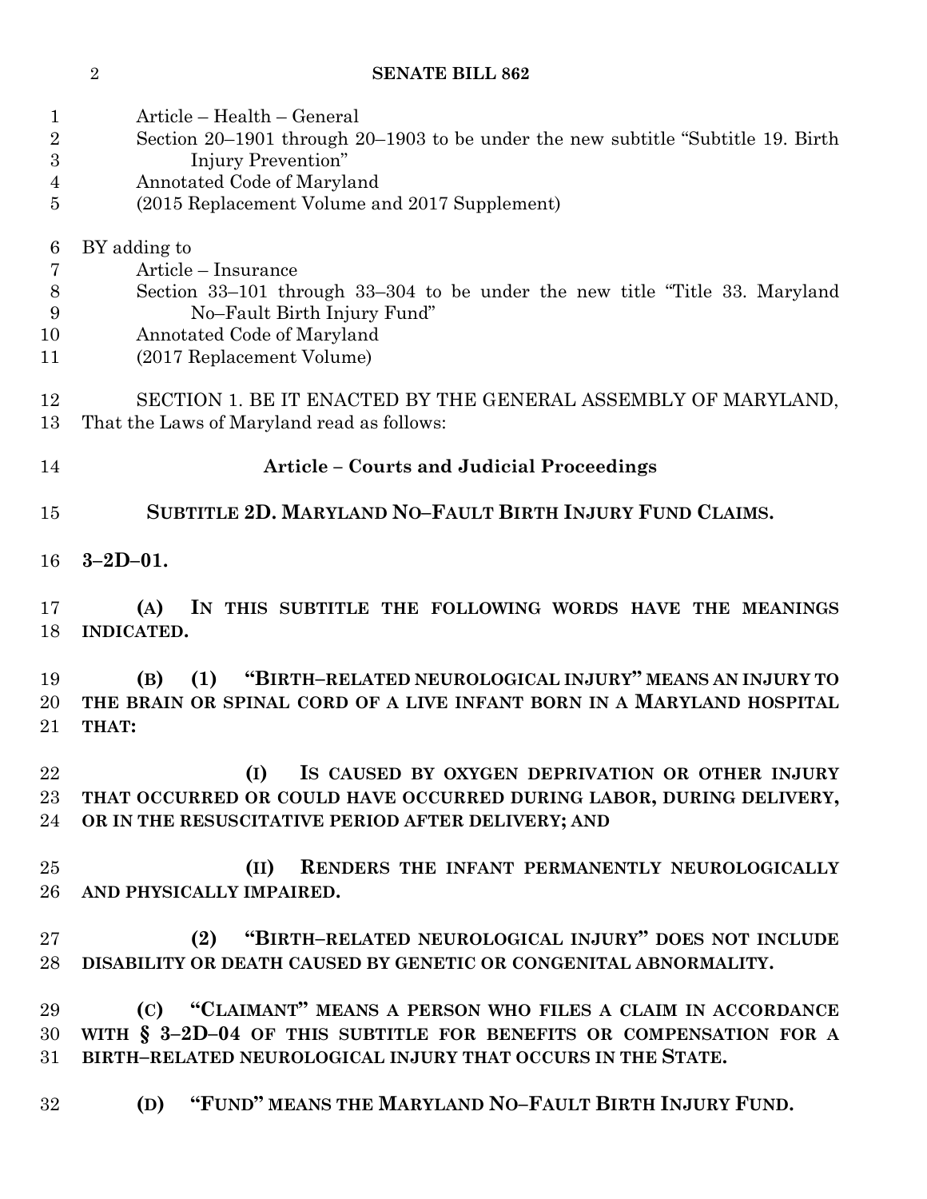Article – Health – General
Section 20–1901 through 20–1903 to be under the new subtitle "Subtitle 19. Birth Injury Prevention"
Annotated Code of Maryland
(2015 Replacement Volume and 2017 Supplement)

BY adding to
Article – Insurance
Section 33–101 through 33–304 to be under the new title "Title 33. Maryland No–Fault Birth Injury Fund"
Annotated Code of Maryland
(2017 Replacement Volume)

SECTION 1. BE IT ENACTED BY THE GENERAL ASSEMBLY OF MARYLAND, That the Laws of Maryland read as follows:

## Article – Courts and Judicial Proceedings

### SUBTITLE 2D. MARYLAND NO–FAULT BIRTH INJURY FUND CLAIMS.

**3–2D–01.**

**(A) IN THIS SUBTITLE THE FOLLOWING WORDS HAVE THE MEANINGS INDICATED.**

**(B) (1) "BIRTH–RELATED NEUROLOGICAL INJURY" MEANS AN INJURY TO THE BRAIN OR SPINAL CORD OF A LIVE INFANT BORN IN A MARYLAND HOSPITAL THAT:**

**(I) IS CAUSED BY OXYGEN DEPRIVATION OR OTHER INJURY THAT OCCURRED OR COULD HAVE OCCURRED DURING LABOR, DURING DELIVERY, OR IN THE RESUSCITATIVE PERIOD AFTER DELIVERY; AND**

**(II) RENDERS THE INFANT PERMANENTLY NEUROLOGICALLY AND PHYSICALLY IMPAIRED.**

**(2) "BIRTH–RELATED NEUROLOGICAL INJURY" DOES NOT INCLUDE DISABILITY OR DEATH CAUSED BY GENETIC OR CONGENITAL ABNORMALITY.**

**(C) "CLAIMANT" MEANS A PERSON WHO FILES A CLAIM IN ACCORDANCE WITH § 3–2D–04 OF THIS SUBTITLE FOR BENEFITS OR COMPENSATION FOR A BIRTH–RELATED NEUROLOGICAL INJURY THAT OCCURS IN THE STATE.**

**(D) "FUND" MEANS THE MARYLAND NO–FAULT BIRTH INJURY FUND.**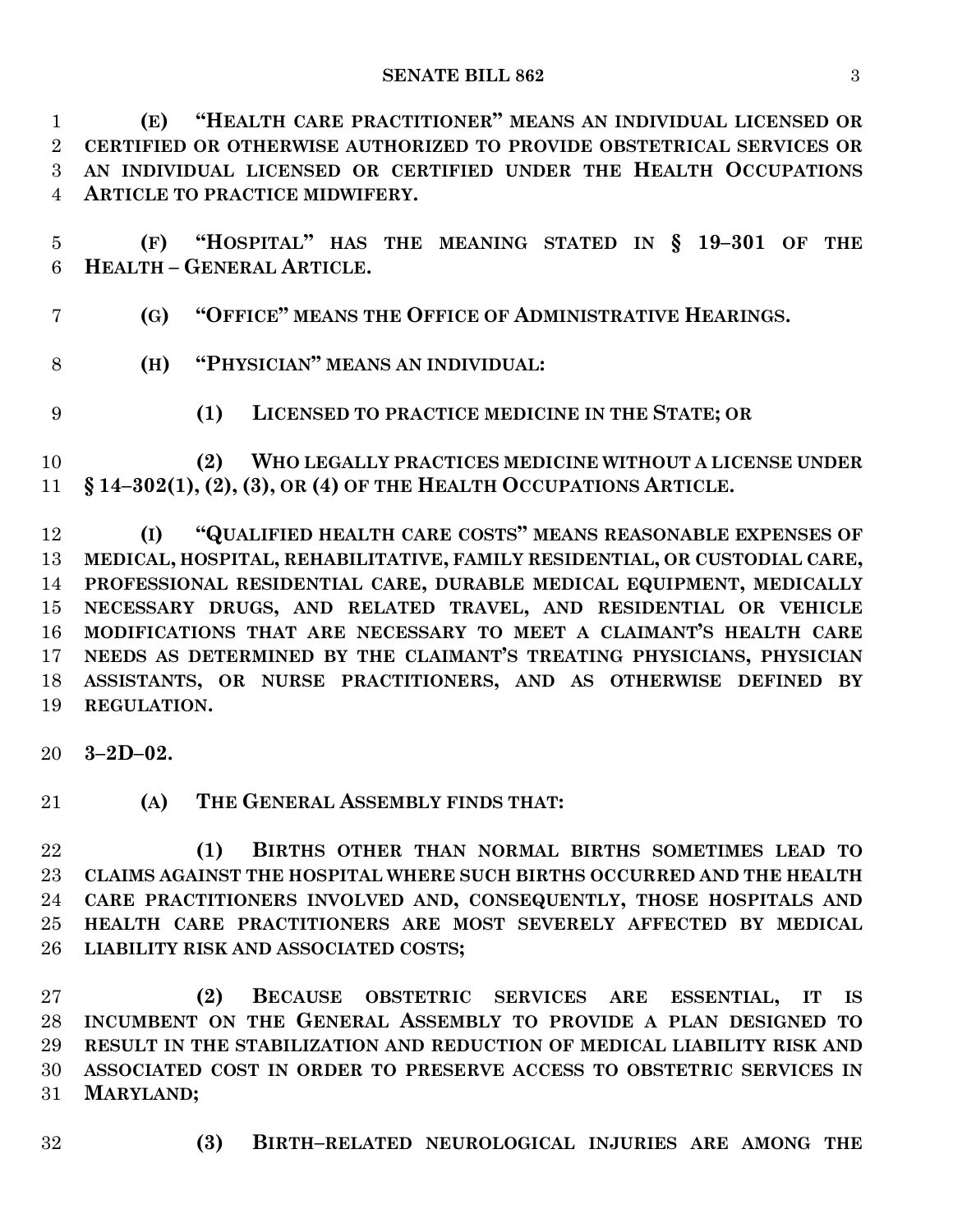**(E) "HEALTH CARE PRACTITIONER" MEANS AN INDIVIDUAL LICENSED OR CERTIFIED OR OTHERWISE AUTHORIZED TO PROVIDE OBSTETRICAL SERVICES OR AN INDIVIDUAL LICENSED OR CERTIFIED UNDER THE HEALTH OCCUPATIONS ARTICLE TO PRACTICE MIDWIFERY.**

**(F) "HOSPITAL" HAS THE MEANING STATED IN § 19–301 OF THE HEALTH – GENERAL ARTICLE.**

**(G) "OFFICE" MEANS THE OFFICE OF ADMINISTRATIVE HEARINGS.**

**(H) "PHYSICIAN" MEANS AN INDIVIDUAL:**

**(1) LICENSED TO PRACTICE MEDICINE IN THE STATE; OR**

**(2) WHO LEGALLY PRACTICES MEDICINE WITHOUT A LICENSE UNDER § 14–302(1), (2), (3), OR (4) OF THE HEALTH OCCUPATIONS ARTICLE.**

**(I) "QUALIFIED HEALTH CARE COSTS" MEANS REASONABLE EXPENSES OF MEDICAL, HOSPITAL, REHABILITATIVE, FAMILY RESIDENTIAL, OR CUSTODIAL CARE, PROFESSIONAL RESIDENTIAL CARE, DURABLE MEDICAL EQUIPMENT, MEDICALLY NECESSARY DRUGS, AND RELATED TRAVEL, AND RESIDENTIAL OR VEHICLE MODIFICATIONS THAT ARE NECESSARY TO MEET A CLAIMANT'S HEALTH CARE NEEDS AS DETERMINED BY THE CLAIMANT'S TREATING PHYSICIANS, PHYSICIAN ASSISTANTS, OR NURSE PRACTITIONERS, AND AS OTHERWISE DEFINED BY REGULATION.**

**3–2D–02.**

**(A) THE GENERAL ASSEMBLY FINDS THAT:**

**(1) BIRTHS OTHER THAN NORMAL BIRTHS SOMETIMES LEAD TO CLAIMS AGAINST THE HOSPITAL WHERE SUCH BIRTHS OCCURRED AND THE HEALTH CARE PRACTITIONERS INVOLVED AND, CONSEQUENTLY, THOSE HOSPITALS AND HEALTH CARE PRACTITIONERS ARE MOST SEVERELY AFFECTED BY MEDICAL LIABILITY RISK AND ASSOCIATED COSTS;**

**(2) BECAUSE OBSTETRIC SERVICES ARE ESSENTIAL, IT IS INCUMBENT ON THE GENERAL ASSEMBLY TO PROVIDE A PLAN DESIGNED TO RESULT IN THE STABILIZATION AND REDUCTION OF MEDICAL LIABILITY RISK AND ASSOCIATED COST IN ORDER TO PRESERVE ACCESS TO OBSTETRIC SERVICES IN MARYLAND;**

**(3) BIRTH–RELATED NEUROLOGICAL INJURIES ARE AMONG THE**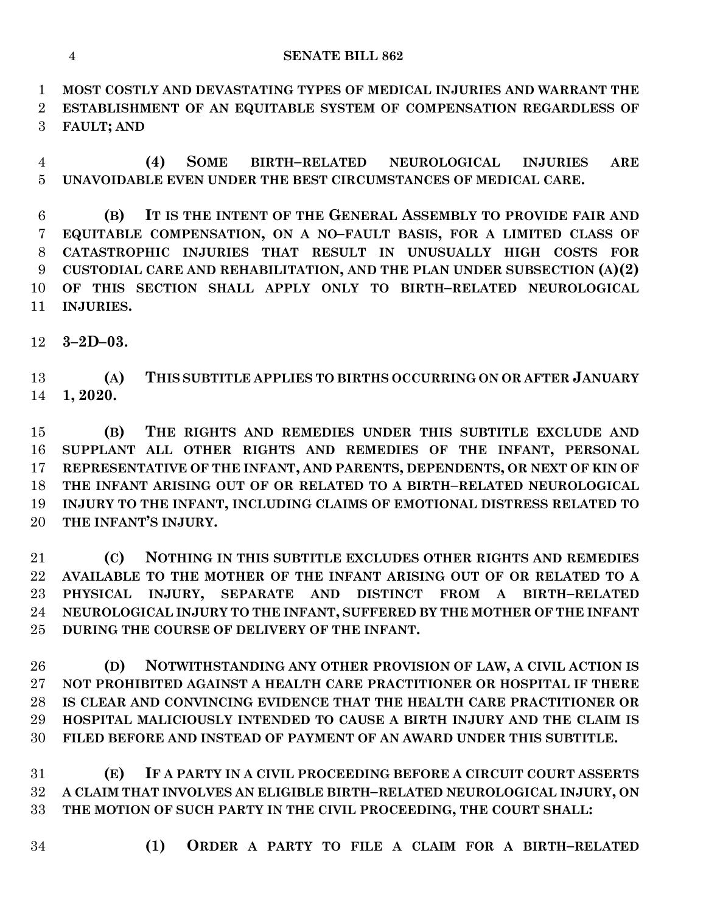**MOST COSTLY AND DEVASTATING TYPES OF MEDICAL INJURIES AND WARRANT THE ESTABLISHMENT OF AN EQUITABLE SYSTEM OF COMPENSATION REGARDLESS OF FAULT; AND**

**(4) SOME BIRTH–RELATED NEUROLOGICAL INJURIES ARE UNAVOIDABLE EVEN UNDER THE BEST CIRCUMSTANCES OF MEDICAL CARE.**

**(B) IT IS THE INTENT OF THE GENERAL ASSEMBLY TO PROVIDE FAIR AND EQUITABLE COMPENSATION, ON A NO–FAULT BASIS, FOR A LIMITED CLASS OF CATASTROPHIC INJURIES THAT RESULT IN UNUSUALLY HIGH COSTS FOR CUSTODIAL CARE AND REHABILITATION, AND THE PLAN UNDER SUBSECTION (A)(2) OF THIS SECTION SHALL APPLY ONLY TO BIRTH–RELATED NEUROLOGICAL INJURIES.**

**3–2D–03.**

**(A) THIS SUBTITLE APPLIES TO BIRTHS OCCURRING ON OR AFTER JANUARY 1, 2020.**

**(B) THE RIGHTS AND REMEDIES UNDER THIS SUBTITLE EXCLUDE AND SUPPLANT ALL OTHER RIGHTS AND REMEDIES OF THE INFANT, PERSONAL REPRESENTATIVE OF THE INFANT, AND PARENTS, DEPENDENTS, OR NEXT OF KIN OF THE INFANT ARISING OUT OF OR RELATED TO A BIRTH–RELATED NEUROLOGICAL INJURY TO THE INFANT, INCLUDING CLAIMS OF EMOTIONAL DISTRESS RELATED TO THE INFANT'S INJURY.**

**(C) NOTHING IN THIS SUBTITLE EXCLUDES OTHER RIGHTS AND REMEDIES AVAILABLE TO THE MOTHER OF THE INFANT ARISING OUT OF OR RELATED TO A PHYSICAL INJURY, SEPARATE AND DISTINCT FROM A BIRTH–RELATED NEUROLOGICAL INJURY TO THE INFANT, SUFFERED BY THE MOTHER OF THE INFANT DURING THE COURSE OF DELIVERY OF THE INFANT.**

**(D) NOTWITHSTANDING ANY OTHER PROVISION OF LAW, A CIVIL ACTION IS NOT PROHIBITED AGAINST A HEALTH CARE PRACTITIONER OR HOSPITAL IF THERE IS CLEAR AND CONVINCING EVIDENCE THAT THE HEALTH CARE PRACTITIONER OR HOSPITAL MALICIOUSLY INTENDED TO CAUSE A BIRTH INJURY AND THE CLAIM IS FILED BEFORE AND INSTEAD OF PAYMENT OF AN AWARD UNDER THIS SUBTITLE.**

**(E) IF A PARTY IN A CIVIL PROCEEDING BEFORE A CIRCUIT COURT ASSERTS A CLAIM THAT INVOLVES AN ELIGIBLE BIRTH–RELATED NEUROLOGICAL INJURY, ON THE MOTION OF SUCH PARTY IN THE CIVIL PROCEEDING, THE COURT SHALL:**

**(1) ORDER A PARTY TO FILE A CLAIM FOR A BIRTH–RELATED**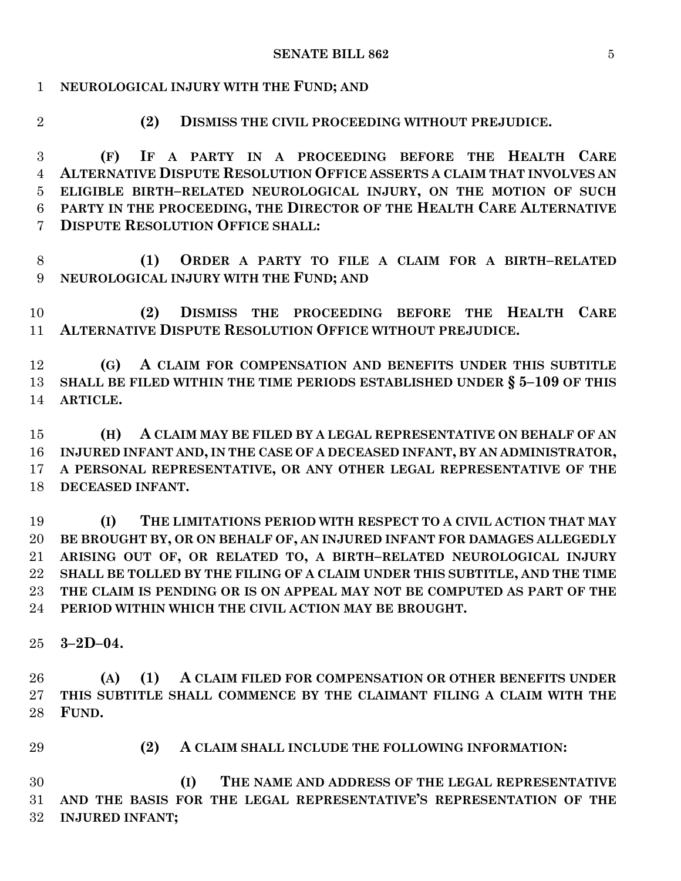**NEUROLOGICAL INJURY WITH THE FUND; AND**

**(2) DISMISS THE CIVIL PROCEEDING WITHOUT PREJUDICE.**

**(F) IF A PARTY IN A PROCEEDING BEFORE THE HEALTH CARE ALTERNATIVE DISPUTE RESOLUTION OFFICE ASSERTS A CLAIM THAT INVOLVES AN ELIGIBLE BIRTH–RELATED NEUROLOGICAL INJURY, ON THE MOTION OF SUCH PARTY IN THE PROCEEDING, THE DIRECTOR OF THE HEALTH CARE ALTERNATIVE DISPUTE RESOLUTION OFFICE SHALL:**

**(1) ORDER A PARTY TO FILE A CLAIM FOR A BIRTH–RELATED NEUROLOGICAL INJURY WITH THE FUND; AND**

**(2) DISMISS THE PROCEEDING BEFORE THE HEALTH CARE ALTERNATIVE DISPUTE RESOLUTION OFFICE WITHOUT PREJUDICE.**

**(G) A CLAIM FOR COMPENSATION AND BENEFITS UNDER THIS SUBTITLE SHALL BE FILED WITHIN THE TIME PERIODS ESTABLISHED UNDER § 5–109 OF THIS ARTICLE.**

**(H) A CLAIM MAY BE FILED BY A LEGAL REPRESENTATIVE ON BEHALF OF AN INJURED INFANT AND, IN THE CASE OF A DECEASED INFANT, BY AN ADMINISTRATOR, A PERSONAL REPRESENTATIVE, OR ANY OTHER LEGAL REPRESENTATIVE OF THE DECEASED INFANT.**

**(I) THE LIMITATIONS PERIOD WITH RESPECT TO A CIVIL ACTION THAT MAY BE BROUGHT BY, OR ON BEHALF OF, AN INJURED INFANT FOR DAMAGES ALLEGEDLY ARISING OUT OF, OR RELATED TO, A BIRTH–RELATED NEUROLOGICAL INJURY SHALL BE TOLLED BY THE FILING OF A CLAIM UNDER THIS SUBTITLE, AND THE TIME THE CLAIM IS PENDING OR IS ON APPEAL MAY NOT BE COMPUTED AS PART OF THE PERIOD WITHIN WHICH THE CIVIL ACTION MAY BE BROUGHT.**

**3–2D–04.**

**(A) (1) A CLAIM FILED FOR COMPENSATION OR OTHER BENEFITS UNDER THIS SUBTITLE SHALL COMMENCE BY THE CLAIMANT FILING A CLAIM WITH THE FUND.**

**(2) A CLAIM SHALL INCLUDE THE FOLLOWING INFORMATION:**

**(I) THE NAME AND ADDRESS OF THE LEGAL REPRESENTATIVE AND THE BASIS FOR THE LEGAL REPRESENTATIVE'S REPRESENTATION OF THE INJURED INFANT;**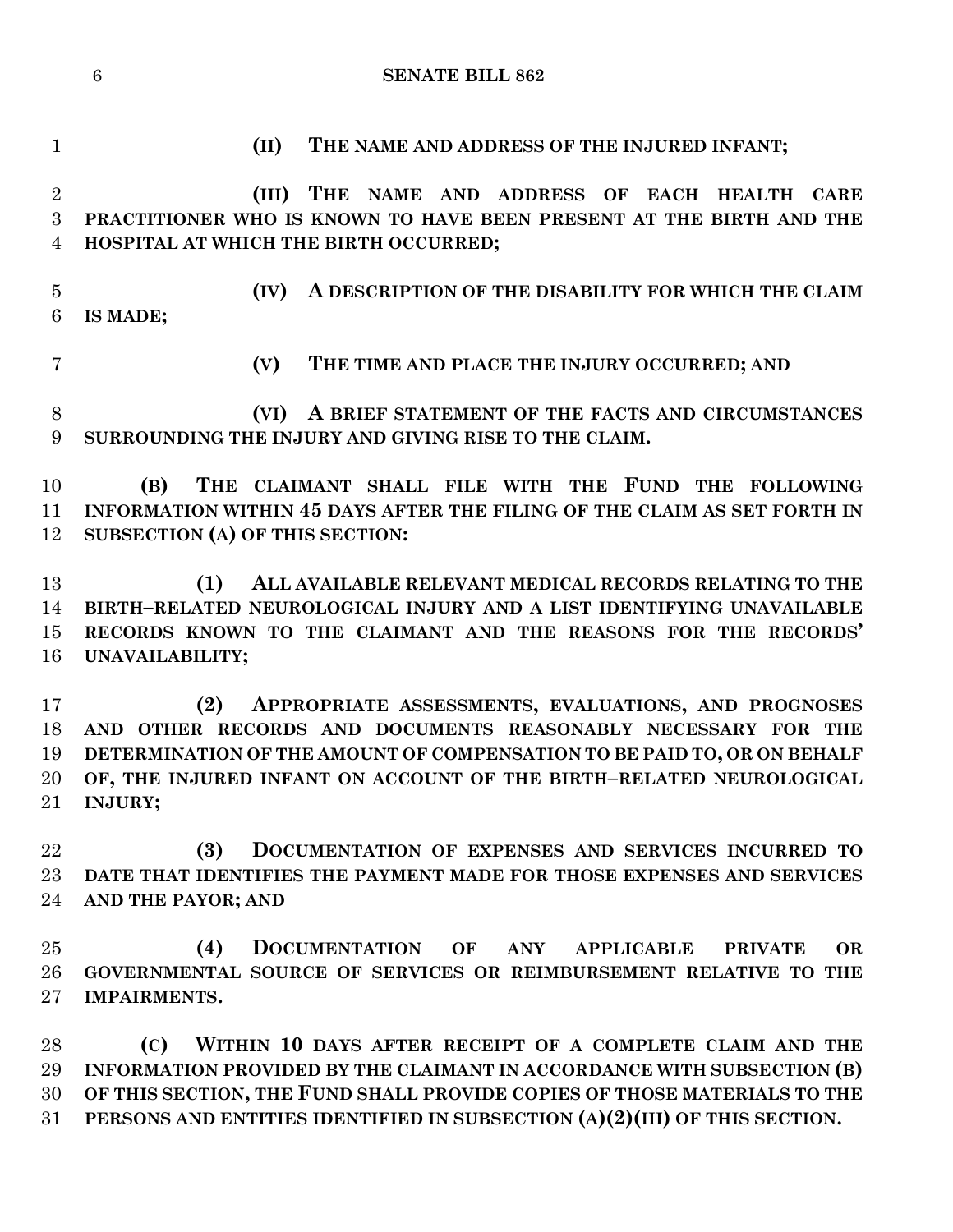**(II) THE NAME AND ADDRESS OF THE INJURED INFANT;**

**(III) THE NAME AND ADDRESS OF EACH HEALTH CARE PRACTITIONER WHO IS KNOWN TO HAVE BEEN PRESENT AT THE BIRTH AND THE HOSPITAL AT WHICH THE BIRTH OCCURRED;**

**(IV) A DESCRIPTION OF THE DISABILITY FOR WHICH THE CLAIM IS MADE;**

**(V) THE TIME AND PLACE THE INJURY OCCURRED; AND**

**(VI) A BRIEF STATEMENT OF THE FACTS AND CIRCUMSTANCES SURROUNDING THE INJURY AND GIVING RISE TO THE CLAIM.**

**(B) THE CLAIMANT SHALL FILE WITH THE FUND THE FOLLOWING INFORMATION WITHIN 45 DAYS AFTER THE FILING OF THE CLAIM AS SET FORTH IN SUBSECTION (A) OF THIS SECTION:**

**(1) ALL AVAILABLE RELEVANT MEDICAL RECORDS RELATING TO THE BIRTH–RELATED NEUROLOGICAL INJURY AND A LIST IDENTIFYING UNAVAILABLE RECORDS KNOWN TO THE CLAIMANT AND THE REASONS FOR THE RECORDS' UNAVAILABILITY;**

**(2) APPROPRIATE ASSESSMENTS, EVALUATIONS, AND PROGNOSES AND OTHER RECORDS AND DOCUMENTS REASONABLY NECESSARY FOR THE DETERMINATION OF THE AMOUNT OF COMPENSATION TO BE PAID TO, OR ON BEHALF OF, THE INJURED INFANT ON ACCOUNT OF THE BIRTH–RELATED NEUROLOGICAL INJURY;**

**(3) DOCUMENTATION OF EXPENSES AND SERVICES INCURRED TO DATE THAT IDENTIFIES THE PAYMENT MADE FOR THOSE EXPENSES AND SERVICES AND THE PAYOR; AND**

**(4) DOCUMENTATION OF ANY APPLICABLE PRIVATE OR GOVERNMENTAL SOURCE OF SERVICES OR REIMBURSEMENT RELATIVE TO THE IMPAIRMENTS.**

**(C) WITHIN 10 DAYS AFTER RECEIPT OF A COMPLETE CLAIM AND THE INFORMATION PROVIDED BY THE CLAIMANT IN ACCORDANCE WITH SUBSECTION (B) OF THIS SECTION, THE FUND SHALL PROVIDE COPIES OF THOSE MATERIALS TO THE PERSONS AND ENTITIES IDENTIFIED IN SUBSECTION (A)(2)(III) OF THIS SECTION.**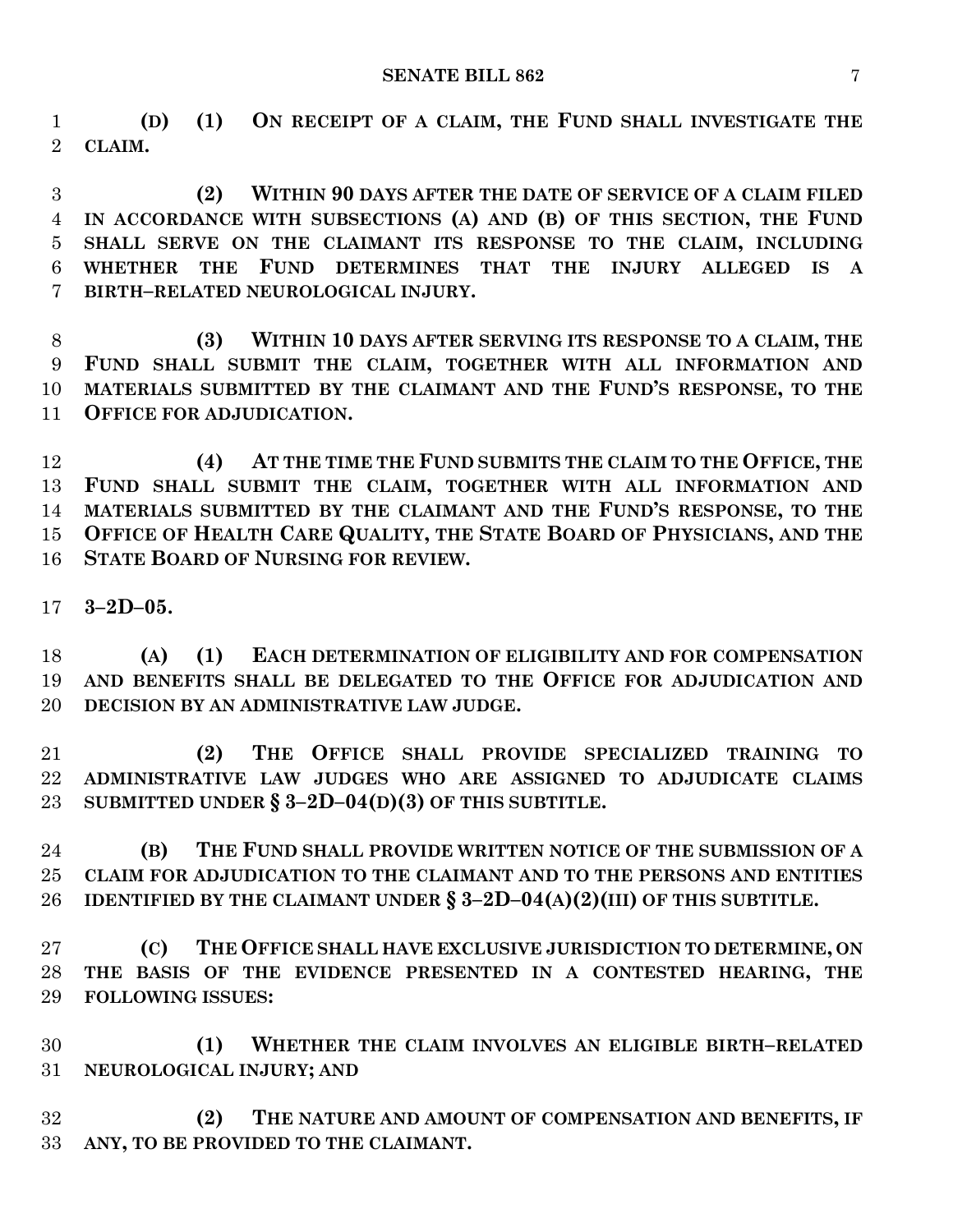**(D) (1) ON RECEIPT OF A CLAIM, THE FUND SHALL INVESTIGATE THE CLAIM.**

**(2) WITHIN 90 DAYS AFTER THE DATE OF SERVICE OF A CLAIM FILED IN ACCORDANCE WITH SUBSECTIONS (A) AND (B) OF THIS SECTION, THE FUND SHALL SERVE ON THE CLAIMANT ITS RESPONSE TO THE CLAIM, INCLUDING WHETHER THE FUND DETERMINES THAT THE INJURY ALLEGED IS A BIRTH–RELATED NEUROLOGICAL INJURY.**

**(3) WITHIN 10 DAYS AFTER SERVING ITS RESPONSE TO A CLAIM, THE FUND SHALL SUBMIT THE CLAIM, TOGETHER WITH ALL INFORMATION AND MATERIALS SUBMITTED BY THE CLAIMANT AND THE FUND'S RESPONSE, TO THE OFFICE FOR ADJUDICATION.**

**(4) AT THE TIME THE FUND SUBMITS THE CLAIM TO THE OFFICE, THE FUND SHALL SUBMIT THE CLAIM, TOGETHER WITH ALL INFORMATION AND MATERIALS SUBMITTED BY THE CLAIMANT AND THE FUND'S RESPONSE, TO THE OFFICE OF HEALTH CARE QUALITY, THE STATE BOARD OF PHYSICIANS, AND THE STATE BOARD OF NURSING FOR REVIEW.**

**3–2D–05.**

**(A) (1) EACH DETERMINATION OF ELIGIBILITY AND FOR COMPENSATION AND BENEFITS SHALL BE DELEGATED TO THE OFFICE FOR ADJUDICATION AND DECISION BY AN ADMINISTRATIVE LAW JUDGE.**

**(2) THE OFFICE SHALL PROVIDE SPECIALIZED TRAINING TO ADMINISTRATIVE LAW JUDGES WHO ARE ASSIGNED TO ADJUDICATE CLAIMS SUBMITTED UNDER § 3–2D–04(D)(3) OF THIS SUBTITLE.**

**(B) THE FUND SHALL PROVIDE WRITTEN NOTICE OF THE SUBMISSION OF A CLAIM FOR ADJUDICATION TO THE CLAIMANT AND TO THE PERSONS AND ENTITIES IDENTIFIED BY THE CLAIMANT UNDER § 3–2D–04(A)(2)(III) OF THIS SUBTITLE.**

**(C) THE OFFICE SHALL HAVE EXCLUSIVE JURISDICTION TO DETERMINE, ON THE BASIS OF THE EVIDENCE PRESENTED IN A CONTESTED HEARING, THE FOLLOWING ISSUES:**

**(1) WHETHER THE CLAIM INVOLVES AN ELIGIBLE BIRTH–RELATED NEUROLOGICAL INJURY; AND**

**(2) THE NATURE AND AMOUNT OF COMPENSATION AND BENEFITS, IF ANY, TO BE PROVIDED TO THE CLAIMANT.**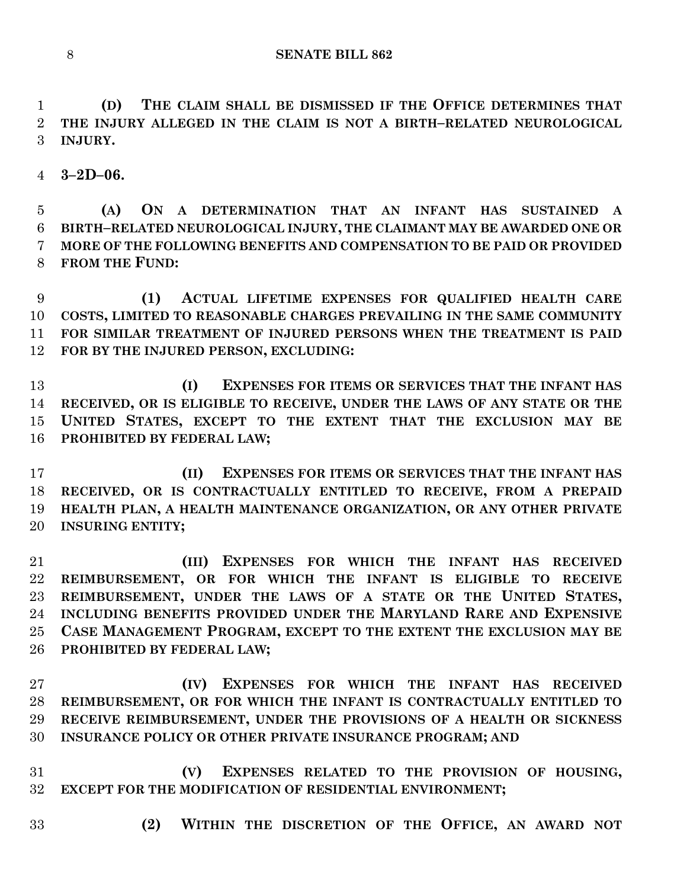**(D) THE CLAIM SHALL BE DISMISSED IF THE OFFICE DETERMINES THAT THE INJURY ALLEGED IN THE CLAIM IS NOT A BIRTH–RELATED NEUROLOGICAL INJURY.**

**3–2D–06.**

**(A) ON A DETERMINATION THAT AN INFANT HAS SUSTAINED A BIRTH–RELATED NEUROLOGICAL INJURY, THE CLAIMANT MAY BE AWARDED ONE OR MORE OF THE FOLLOWING BENEFITS AND COMPENSATION TO BE PAID OR PROVIDED FROM THE FUND:**

**(1) ACTUAL LIFETIME EXPENSES FOR QUALIFIED HEALTH CARE COSTS, LIMITED TO REASONABLE CHARGES PREVAILING IN THE SAME COMMUNITY FOR SIMILAR TREATMENT OF INJURED PERSONS WHEN THE TREATMENT IS PAID FOR BY THE INJURED PERSON, EXCLUDING:**

**(I) EXPENSES FOR ITEMS OR SERVICES THAT THE INFANT HAS RECEIVED, OR IS ELIGIBLE TO RECEIVE, UNDER THE LAWS OF ANY STATE OR THE UNITED STATES, EXCEPT TO THE EXTENT THAT THE EXCLUSION MAY BE PROHIBITED BY FEDERAL LAW;**

**(II) EXPENSES FOR ITEMS OR SERVICES THAT THE INFANT HAS RECEIVED, OR IS CONTRACTUALLY ENTITLED TO RECEIVE, FROM A PREPAID HEALTH PLAN, A HEALTH MAINTENANCE ORGANIZATION, OR ANY OTHER PRIVATE INSURING ENTITY;**

**(III) EXPENSES FOR WHICH THE INFANT HAS RECEIVED REIMBURSEMENT, OR FOR WHICH THE INFANT IS ELIGIBLE TO RECEIVE REIMBURSEMENT, UNDER THE LAWS OF A STATE OR THE UNITED STATES, INCLUDING BENEFITS PROVIDED UNDER THE MARYLAND RARE AND EXPENSIVE CASE MANAGEMENT PROGRAM, EXCEPT TO THE EXTENT THE EXCLUSION MAY BE PROHIBITED BY FEDERAL LAW;**

**(IV) EXPENSES FOR WHICH THE INFANT HAS RECEIVED REIMBURSEMENT, OR FOR WHICH THE INFANT IS CONTRACTUALLY ENTITLED TO RECEIVE REIMBURSEMENT, UNDER THE PROVISIONS OF A HEALTH OR SICKNESS INSURANCE POLICY OR OTHER PRIVATE INSURANCE PROGRAM; AND**

**(V) EXPENSES RELATED TO THE PROVISION OF HOUSING, EXCEPT FOR THE MODIFICATION OF RESIDENTIAL ENVIRONMENT;**

**(2) WITHIN THE DISCRETION OF THE OFFICE, AN AWARD NOT**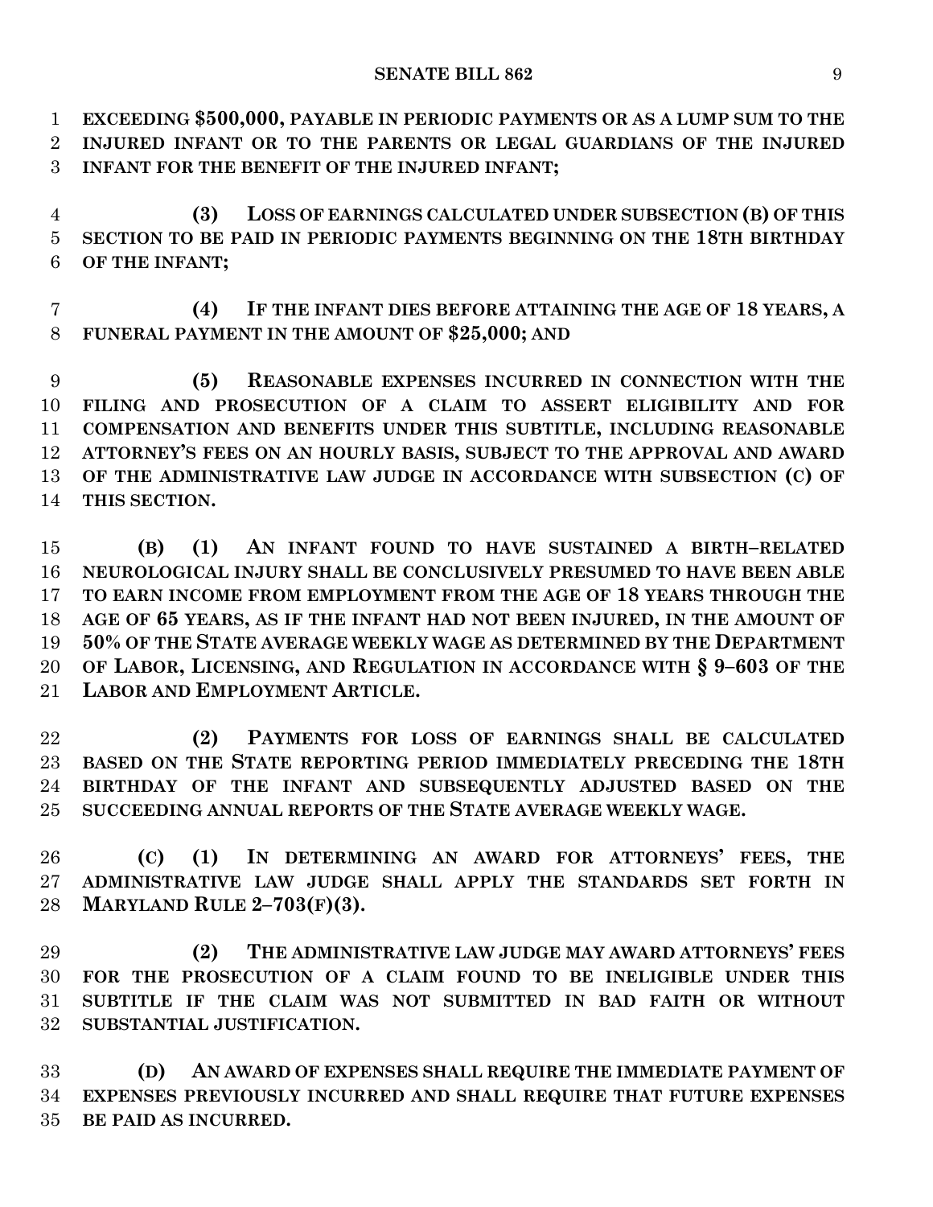**EXCEEDING $500,000, PAYABLE IN PERIODIC PAYMENTS OR AS A LUMP SUM TO THE INJURED INFANT OR TO THE PARENTS OR LEGAL GUARDIANS OF THE INJURED INFANT FOR THE BENEFIT OF THE INJURED INFANT;**

**(3) LOSS OF EARNINGS CALCULATED UNDER SUBSECTION (B) OF THIS SECTION TO BE PAID IN PERIODIC PAYMENTS BEGINNING ON THE 18TH BIRTHDAY OF THE INFANT;**

**(4) IF THE INFANT DIES BEFORE ATTAINING THE AGE OF 18 YEARS, A FUNERAL PAYMENT IN THE AMOUNT OF $25,000; AND**

**(5) REASONABLE EXPENSES INCURRED IN CONNECTION WITH THE FILING AND PROSECUTION OF A CLAIM TO ASSERT ELIGIBILITY AND FOR COMPENSATION AND BENEFITS UNDER THIS SUBTITLE, INCLUDING REASONABLE ATTORNEY'S FEES ON AN HOURLY BASIS, SUBJECT TO THE APPROVAL AND AWARD OF THE ADMINISTRATIVE LAW JUDGE IN ACCORDANCE WITH SUBSECTION (C) OF THIS SECTION.**

**(B) (1) AN INFANT FOUND TO HAVE SUSTAINED A BIRTH–RELATED NEUROLOGICAL INJURY SHALL BE CONCLUSIVELY PRESUMED TO HAVE BEEN ABLE TO EARN INCOME FROM EMPLOYMENT FROM THE AGE OF 18 YEARS THROUGH THE AGE OF 65 YEARS, AS IF THE INFANT HAD NOT BEEN INJURED, IN THE AMOUNT OF 50% OF THE STATE AVERAGE WEEKLY WAGE AS DETERMINED BY THE DEPARTMENT OF LABOR, LICENSING, AND REGULATION IN ACCORDANCE WITH § 9–603 OF THE LABOR AND EMPLOYMENT ARTICLE.**

**(2) PAYMENTS FOR LOSS OF EARNINGS SHALL BE CALCULATED BASED ON THE STATE REPORTING PERIOD IMMEDIATELY PRECEDING THE 18TH BIRTHDAY OF THE INFANT AND SUBSEQUENTLY ADJUSTED BASED ON THE SUCCEEDING ANNUAL REPORTS OF THE STATE AVERAGE WEEKLY WAGE.**

**(C) (1) IN DETERMINING AN AWARD FOR ATTORNEYS' FEES, THE ADMINISTRATIVE LAW JUDGE SHALL APPLY THE STANDARDS SET FORTH IN MARYLAND RULE 2–703(F)(3).**

**(2) THE ADMINISTRATIVE LAW JUDGE MAY AWARD ATTORNEYS' FEES FOR THE PROSECUTION OF A CLAIM FOUND TO BE INELIGIBLE UNDER THIS SUBTITLE IF THE CLAIM WAS NOT SUBMITTED IN BAD FAITH OR WITHOUT SUBSTANTIAL JUSTIFICATION.**

**(D) AN AWARD OF EXPENSES SHALL REQUIRE THE IMMEDIATE PAYMENT OF EXPENSES PREVIOUSLY INCURRED AND SHALL REQUIRE THAT FUTURE EXPENSES BE PAID AS INCURRED.**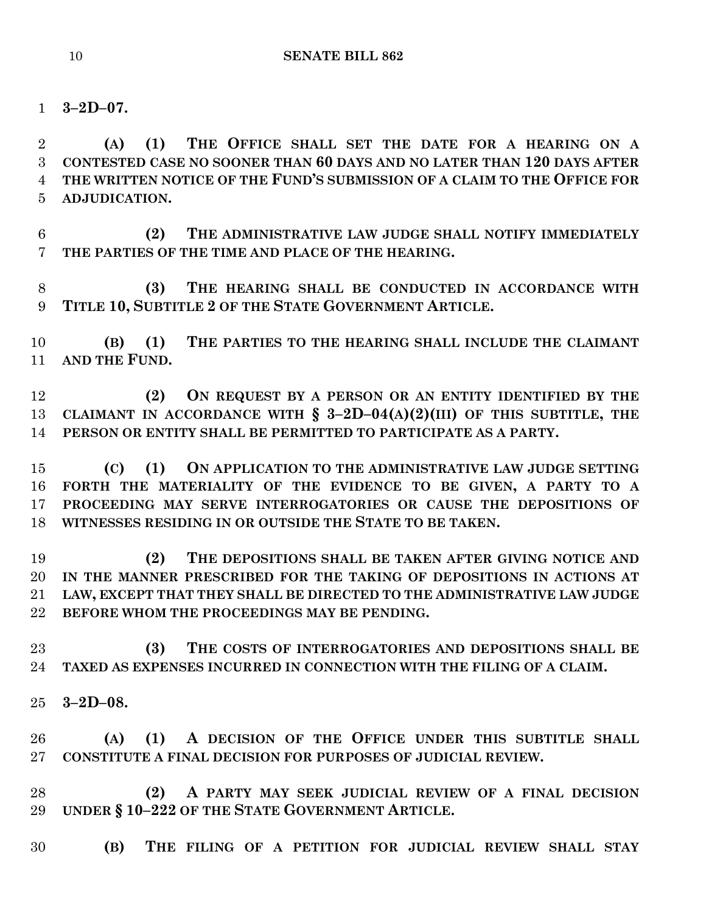**3–2D–07.**

**(A) (1) THE OFFICE SHALL SET THE DATE FOR A HEARING ON A CONTESTED CASE NO SOONER THAN 60 DAYS AND NO LATER THAN 120 DAYS AFTER THE WRITTEN NOTICE OF THE FUND'S SUBMISSION OF A CLAIM TO THE OFFICE FOR ADJUDICATION.**

**(2) THE ADMINISTRATIVE LAW JUDGE SHALL NOTIFY IMMEDIATELY THE PARTIES OF THE TIME AND PLACE OF THE HEARING.**

**(3) THE HEARING SHALL BE CONDUCTED IN ACCORDANCE WITH TITLE 10, SUBTITLE 2 OF THE STATE GOVERNMENT ARTICLE.**

**(B) (1) THE PARTIES TO THE HEARING SHALL INCLUDE THE CLAIMANT AND THE FUND.**

**(2) ON REQUEST BY A PERSON OR AN ENTITY IDENTIFIED BY THE CLAIMANT IN ACCORDANCE WITH § 3–2D–04(A)(2)(III) OF THIS SUBTITLE, THE PERSON OR ENTITY SHALL BE PERMITTED TO PARTICIPATE AS A PARTY.**

**(C) (1) ON APPLICATION TO THE ADMINISTRATIVE LAW JUDGE SETTING FORTH THE MATERIALITY OF THE EVIDENCE TO BE GIVEN, A PARTY TO A PROCEEDING MAY SERVE INTERROGATORIES OR CAUSE THE DEPOSITIONS OF WITNESSES RESIDING IN OR OUTSIDE THE STATE TO BE TAKEN.**

**(2) THE DEPOSITIONS SHALL BE TAKEN AFTER GIVING NOTICE AND IN THE MANNER PRESCRIBED FOR THE TAKING OF DEPOSITIONS IN ACTIONS AT LAW, EXCEPT THAT THEY SHALL BE DIRECTED TO THE ADMINISTRATIVE LAW JUDGE BEFORE WHOM THE PROCEEDINGS MAY BE PENDING.**

**(3) THE COSTS OF INTERROGATORIES AND DEPOSITIONS SHALL BE TAXED AS EXPENSES INCURRED IN CONNECTION WITH THE FILING OF A CLAIM.**

**3–2D–08.**

**(A) (1) A DECISION OF THE OFFICE UNDER THIS SUBTITLE SHALL CONSTITUTE A FINAL DECISION FOR PURPOSES OF JUDICIAL REVIEW.**

**(2) A PARTY MAY SEEK JUDICIAL REVIEW OF A FINAL DECISION UNDER § 10–222 OF THE STATE GOVERNMENT ARTICLE.**

**(B) THE FILING OF A PETITION FOR JUDICIAL REVIEW SHALL STAY**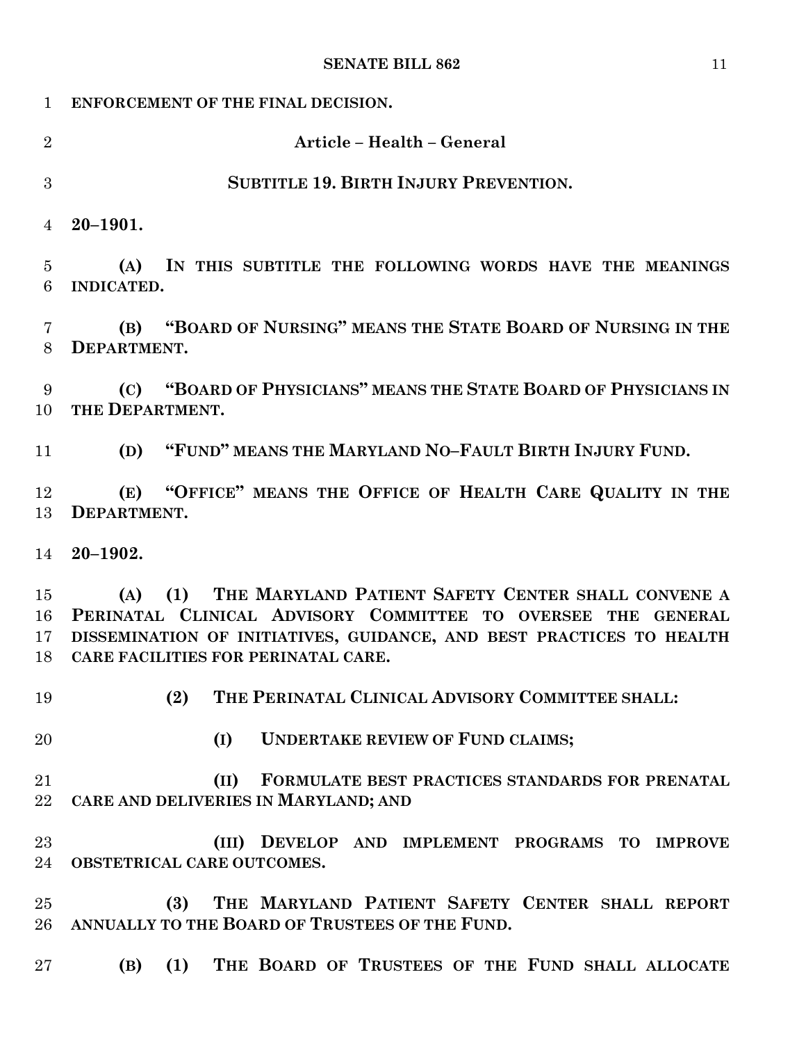**ENFORCEMENT OF THE FINAL DECISION.**

**Article – Health – General**

**SUBTITLE 19. BIRTH INJURY PREVENTION.**

**20–1901.**

**(A) IN THIS SUBTITLE THE FOLLOWING WORDS HAVE THE MEANINGS INDICATED.**

**(B) "BOARD OF NURSING" MEANS THE STATE BOARD OF NURSING IN THE DEPARTMENT.**

**(C) "BOARD OF PHYSICIANS" MEANS THE STATE BOARD OF PHYSICIANS IN THE DEPARTMENT.**

**(D) "FUND" MEANS THE MARYLAND NO–FAULT BIRTH INJURY FUND.**

**(E) "OFFICE" MEANS THE OFFICE OF HEALTH CARE QUALITY IN THE DEPARTMENT.**

**20–1902.**

**(A) (1) THE MARYLAND PATIENT SAFETY CENTER SHALL CONVENE A PERINATAL CLINICAL ADVISORY COMMITTEE TO OVERSEE THE GENERAL DISSEMINATION OF INITIATIVES, GUIDANCE, AND BEST PRACTICES TO HEALTH CARE FACILITIES FOR PERINATAL CARE.**

**(2) THE PERINATAL CLINICAL ADVISORY COMMITTEE SHALL:**

**(I) UNDERTAKE REVIEW OF FUND CLAIMS;**

**(II) FORMULATE BEST PRACTICES STANDARDS FOR PRENATAL CARE AND DELIVERIES IN MARYLAND; AND**

**(III) DEVELOP AND IMPLEMENT PROGRAMS TO IMPROVE OBSTETRICAL CARE OUTCOMES.**

**(3) THE MARYLAND PATIENT SAFETY CENTER SHALL REPORT ANNUALLY TO THE BOARD OF TRUSTEES OF THE FUND.**

**(B) (1) THE BOARD OF TRUSTEES OF THE FUND SHALL ALLOCATE**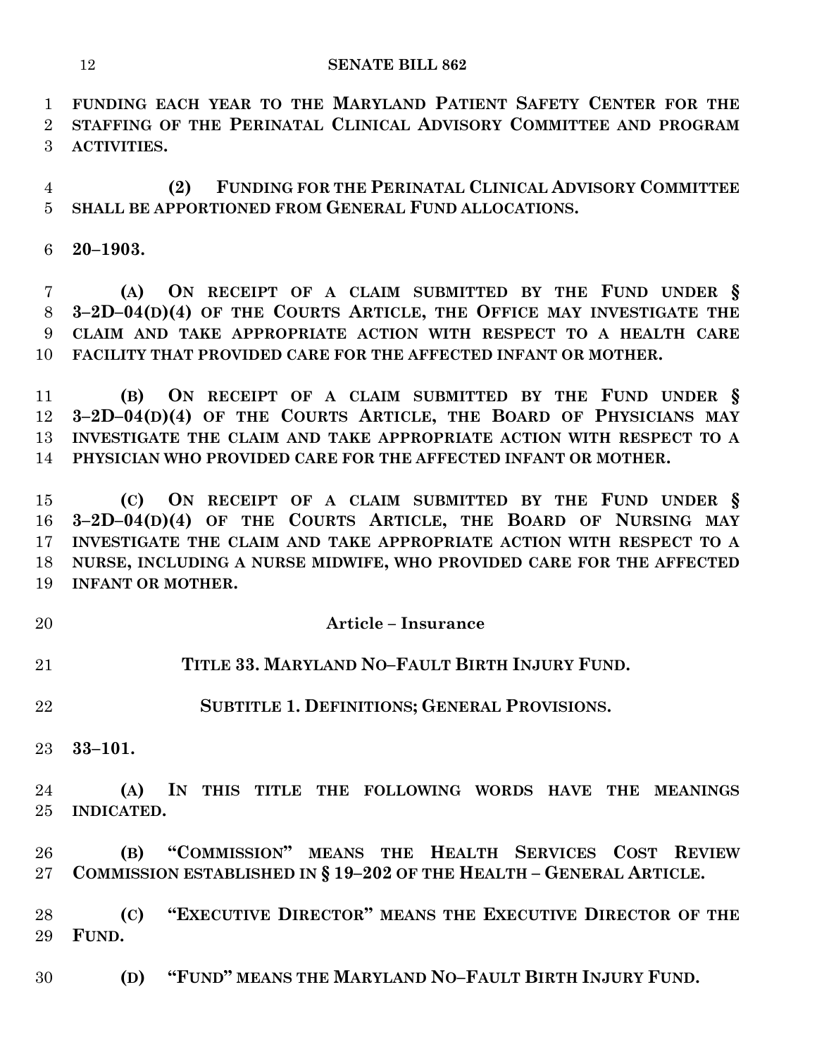FUNDING EACH YEAR TO THE MARYLAND PATIENT SAFETY CENTER FOR THE STAFFING OF THE PERINATAL CLINICAL ADVISORY COMMITTEE AND PROGRAM ACTIVITIES.

(2) FUNDING FOR THE PERINATAL CLINICAL ADVISORY COMMITTEE SHALL BE APPORTIONED FROM GENERAL FUND ALLOCATIONS.

**20–1903.**

(A) ON RECEIPT OF A CLAIM SUBMITTED BY THE FUND UNDER § 3–2D–04(D)(4) OF THE COURTS ARTICLE, THE OFFICE MAY INVESTIGATE THE CLAIM AND TAKE APPROPRIATE ACTION WITH RESPECT TO A HEALTH CARE FACILITY THAT PROVIDED CARE FOR THE AFFECTED INFANT OR MOTHER.

(B) ON RECEIPT OF A CLAIM SUBMITTED BY THE FUND UNDER § 3–2D–04(D)(4) OF THE COURTS ARTICLE, THE BOARD OF PHYSICIANS MAY INVESTIGATE THE CLAIM AND TAKE APPROPRIATE ACTION WITH RESPECT TO A PHYSICIAN WHO PROVIDED CARE FOR THE AFFECTED INFANT OR MOTHER.

(C) ON RECEIPT OF A CLAIM SUBMITTED BY THE FUND UNDER § 3–2D–04(D)(4) OF THE COURTS ARTICLE, THE BOARD OF NURSING MAY INVESTIGATE THE CLAIM AND TAKE APPROPRIATE ACTION WITH RESPECT TO A NURSE, INCLUDING A NURSE MIDWIFE, WHO PROVIDED CARE FOR THE AFFECTED INFANT OR MOTHER.

## Article – Insurance

## TITLE 33. MARYLAND NO–FAULT BIRTH INJURY FUND.

### SUBTITLE 1. DEFINITIONS; GENERAL PROVISIONS.

**33–101.**

(A) IN THIS TITLE THE FOLLOWING WORDS HAVE THE MEANINGS INDICATED.

(B) "COMMISSION" MEANS THE HEALTH SERVICES COST REVIEW COMMISSION ESTABLISHED IN § 19–202 OF THE HEALTH – GENERAL ARTICLE.

(C) "EXECUTIVE DIRECTOR" MEANS THE EXECUTIVE DIRECTOR OF THE FUND.

(D) "FUND" MEANS THE MARYLAND NO–FAULT BIRTH INJURY FUND.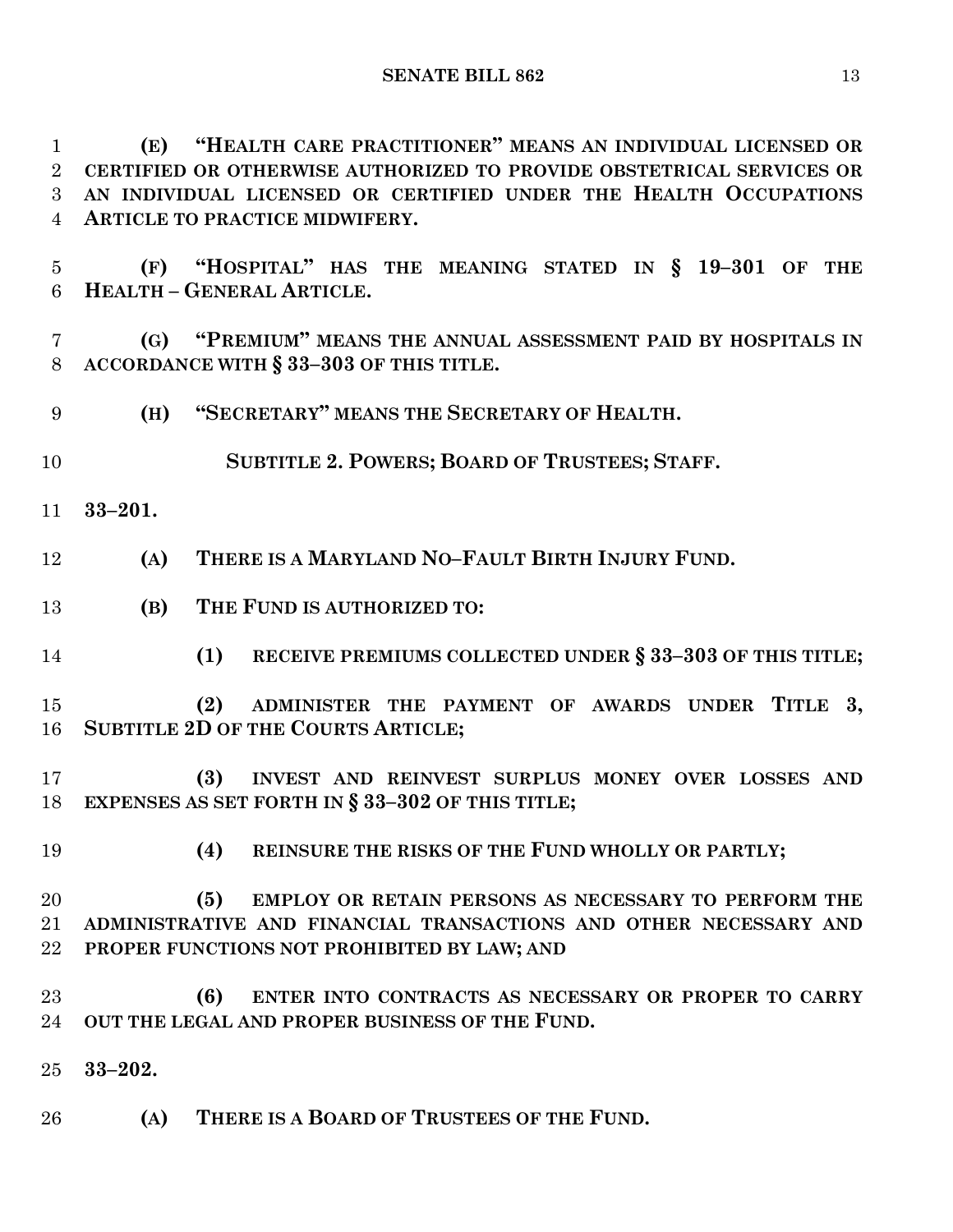**(E) "HEALTH CARE PRACTITIONER" MEANS AN INDIVIDUAL LICENSED OR CERTIFIED OR OTHERWISE AUTHORIZED TO PROVIDE OBSTETRICAL SERVICES OR AN INDIVIDUAL LICENSED OR CERTIFIED UNDER THE HEALTH OCCUPATIONS ARTICLE TO PRACTICE MIDWIFERY.**

**(F) "HOSPITAL" HAS THE MEANING STATED IN § 19–301 OF THE HEALTH – GENERAL ARTICLE.**

**(G) "PREMIUM" MEANS THE ANNUAL ASSESSMENT PAID BY HOSPITALS IN ACCORDANCE WITH § 33–303 OF THIS TITLE.**

**(H) "SECRETARY" MEANS THE SECRETARY OF HEALTH.**

**SUBTITLE 2. POWERS; BOARD OF TRUSTEES; STAFF.**

**33–201.**

**(A) THERE IS A MARYLAND NO–FAULT BIRTH INJURY FUND.**

**(B) THE FUND IS AUTHORIZED TO:**

**(1) RECEIVE PREMIUMS COLLECTED UNDER § 33–303 OF THIS TITLE;**

**(2) ADMINISTER THE PAYMENT OF AWARDS UNDER TITLE 3, SUBTITLE 2D OF THE COURTS ARTICLE;**

**(3) INVEST AND REINVEST SURPLUS MONEY OVER LOSSES AND EXPENSES AS SET FORTH IN § 33–302 OF THIS TITLE;**

**(4) REINSURE THE RISKS OF THE FUND WHOLLY OR PARTLY;**

**(5) EMPLOY OR RETAIN PERSONS AS NECESSARY TO PERFORM THE ADMINISTRATIVE AND FINANCIAL TRANSACTIONS AND OTHER NECESSARY AND PROPER FUNCTIONS NOT PROHIBITED BY LAW; AND**

**(6) ENTER INTO CONTRACTS AS NECESSARY OR PROPER TO CARRY OUT THE LEGAL AND PROPER BUSINESS OF THE FUND.**

**33–202.**

**(A) THERE IS A BOARD OF TRUSTEES OF THE FUND.**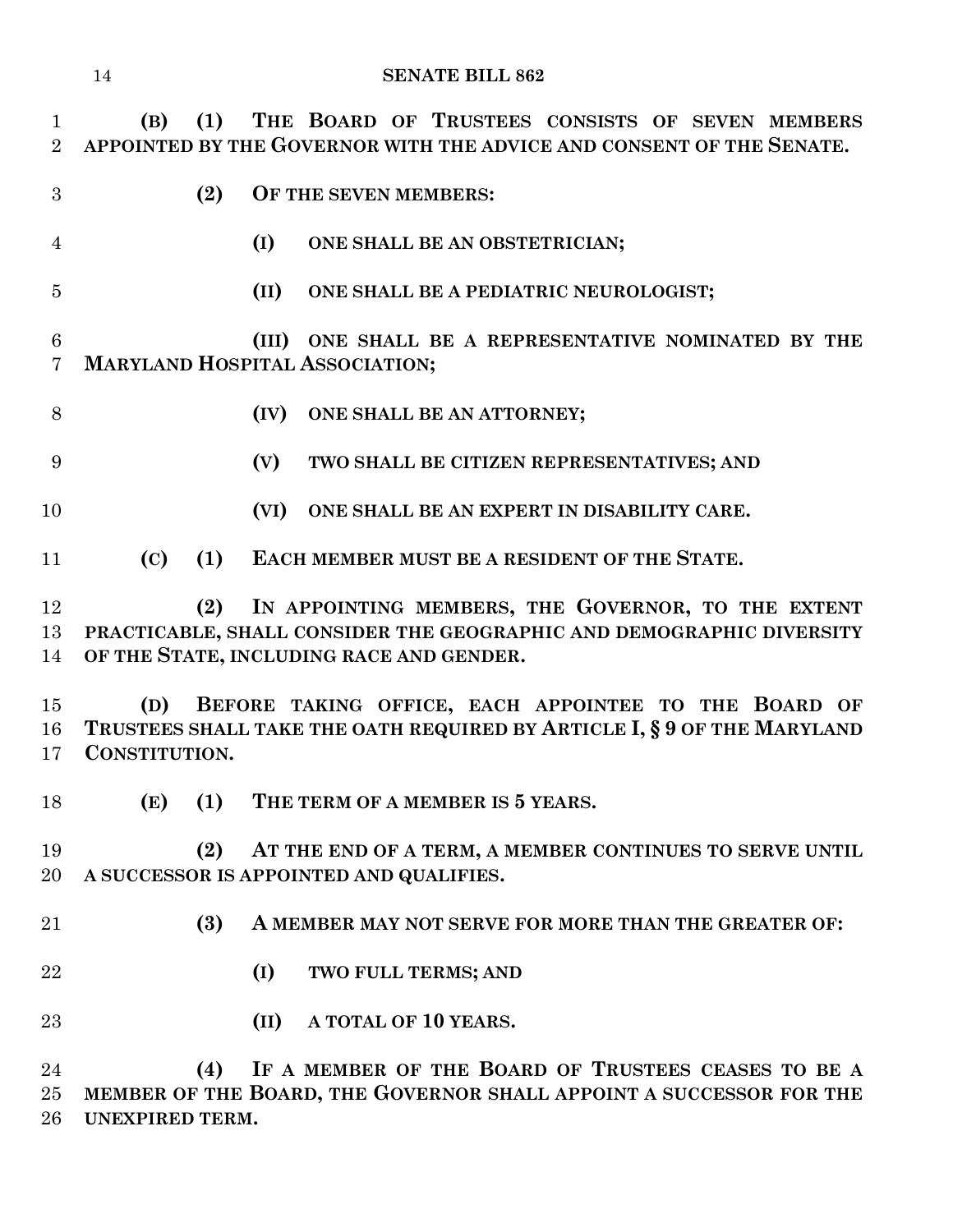**(B) (1) THE BOARD OF TRUSTEES CONSISTS OF SEVEN MEMBERS APPOINTED BY THE GOVERNOR WITH THE ADVICE AND CONSENT OF THE SENATE.**

**(2) OF THE SEVEN MEMBERS:**

**(I) ONE SHALL BE AN OBSTETRICIAN;**

**(II) ONE SHALL BE A PEDIATRIC NEUROLOGIST;**

**(III) ONE SHALL BE A REPRESENTATIVE NOMINATED BY THE MARYLAND HOSPITAL ASSOCIATION;**

**(IV) ONE SHALL BE AN ATTORNEY;**

**(V) TWO SHALL BE CITIZEN REPRESENTATIVES; AND**

**(VI) ONE SHALL BE AN EXPERT IN DISABILITY CARE.**

**(C) (1) EACH MEMBER MUST BE A RESIDENT OF THE STATE.**

**(2) IN APPOINTING MEMBERS, THE GOVERNOR, TO THE EXTENT PRACTICABLE, SHALL CONSIDER THE GEOGRAPHIC AND DEMOGRAPHIC DIVERSITY OF THE STATE, INCLUDING RACE AND GENDER.**

**(D) BEFORE TAKING OFFICE, EACH APPOINTEE TO THE BOARD OF TRUSTEES SHALL TAKE THE OATH REQUIRED BY ARTICLE I, § 9 OF THE MARYLAND CONSTITUTION.**

**(E) (1) THE TERM OF A MEMBER IS 5 YEARS.**

**(2) AT THE END OF A TERM, A MEMBER CONTINUES TO SERVE UNTIL A SUCCESSOR IS APPOINTED AND QUALIFIES.**

**(3) A MEMBER MAY NOT SERVE FOR MORE THAN THE GREATER OF:**

**(I) TWO FULL TERMS; AND**

**(II) A TOTAL OF 10 YEARS.**

**(4) IF A MEMBER OF THE BOARD OF TRUSTEES CEASES TO BE A MEMBER OF THE BOARD, THE GOVERNOR SHALL APPOINT A SUCCESSOR FOR THE UNEXPIRED TERM.**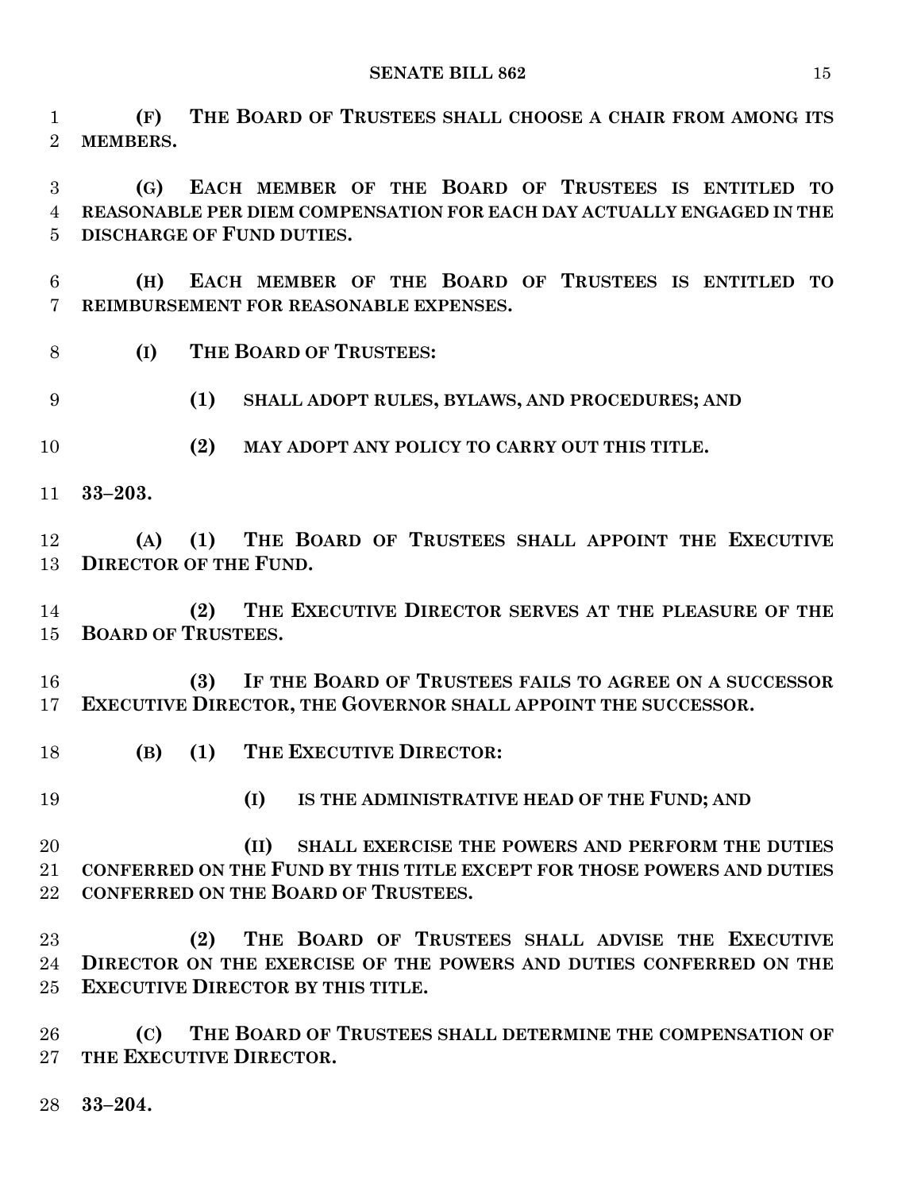**(F) THE BOARD OF TRUSTEES SHALL CHOOSE A CHAIR FROM AMONG ITS MEMBERS.**

**(G) EACH MEMBER OF THE BOARD OF TRUSTEES IS ENTITLED TO REASONABLE PER DIEM COMPENSATION FOR EACH DAY ACTUALLY ENGAGED IN THE DISCHARGE OF FUND DUTIES.**

**(H) EACH MEMBER OF THE BOARD OF TRUSTEES IS ENTITLED TO REIMBURSEMENT FOR REASONABLE EXPENSES.**

**(I) THE BOARD OF TRUSTEES:**

**(1) SHALL ADOPT RULES, BYLAWS, AND PROCEDURES; AND**

**(2) MAY ADOPT ANY POLICY TO CARRY OUT THIS TITLE.**

**33–203.**

**(A) (1) THE BOARD OF TRUSTEES SHALL APPOINT THE EXECUTIVE DIRECTOR OF THE FUND.**

**(2) THE EXECUTIVE DIRECTOR SERVES AT THE PLEASURE OF THE BOARD OF TRUSTEES.**

**(3) IF THE BOARD OF TRUSTEES FAILS TO AGREE ON A SUCCESSOR EXECUTIVE DIRECTOR, THE GOVERNOR SHALL APPOINT THE SUCCESSOR.**

**(B) (1) THE EXECUTIVE DIRECTOR:**

**(I) IS THE ADMINISTRATIVE HEAD OF THE FUND; AND**

**(II) SHALL EXERCISE THE POWERS AND PERFORM THE DUTIES CONFERRED ON THE FUND BY THIS TITLE EXCEPT FOR THOSE POWERS AND DUTIES CONFERRED ON THE BOARD OF TRUSTEES.**

**(2) THE BOARD OF TRUSTEES SHALL ADVISE THE EXECUTIVE DIRECTOR ON THE EXERCISE OF THE POWERS AND DUTIES CONFERRED ON THE EXECUTIVE DIRECTOR BY THIS TITLE.**

**(C) THE BOARD OF TRUSTEES SHALL DETERMINE THE COMPENSATION OF THE EXECUTIVE DIRECTOR.**

**33–204.**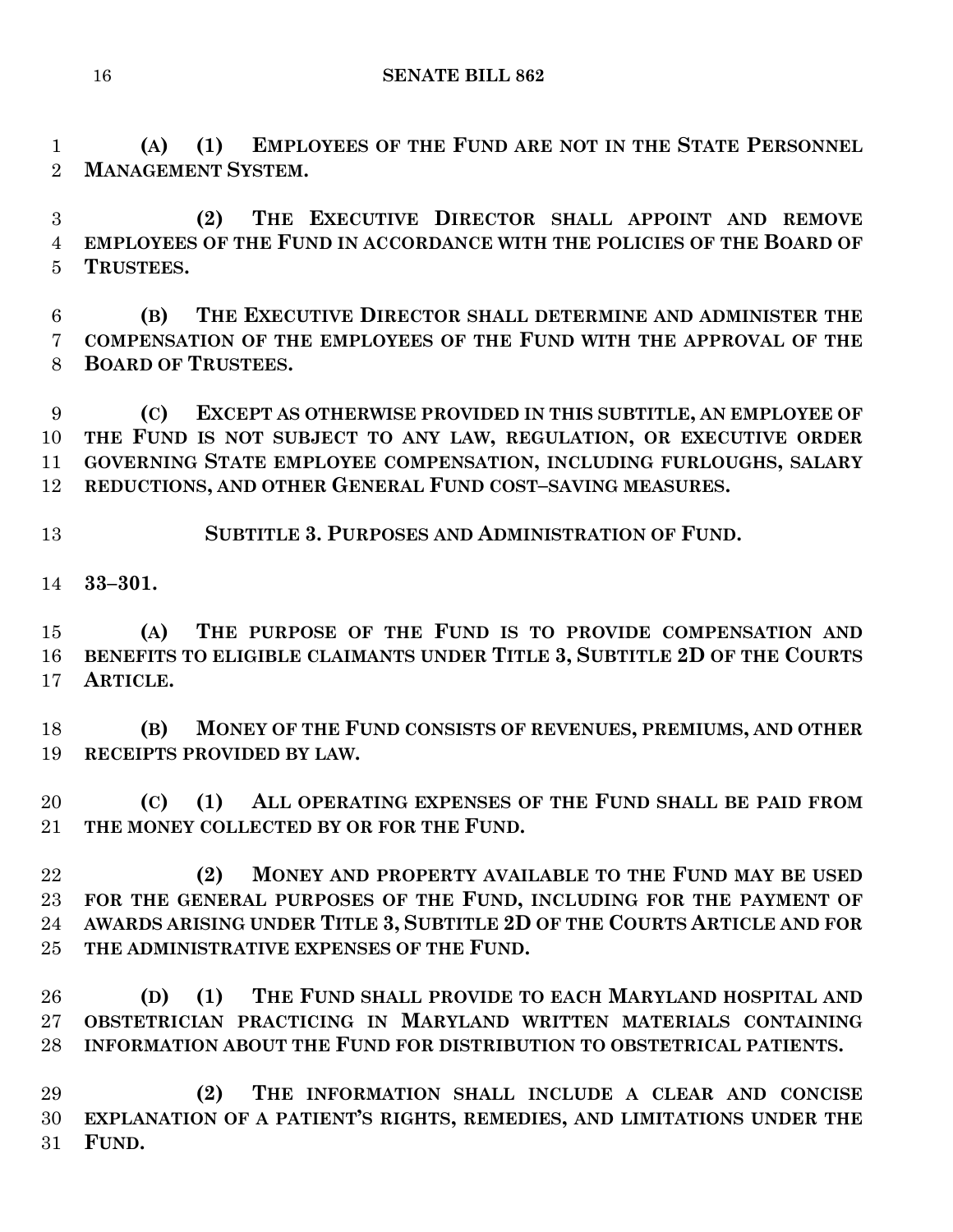**(A) (1) EMPLOYEES OF THE FUND ARE NOT IN THE STATE PERSONNEL MANAGEMENT SYSTEM.**

**(2) THE EXECUTIVE DIRECTOR SHALL APPOINT AND REMOVE EMPLOYEES OF THE FUND IN ACCORDANCE WITH THE POLICIES OF THE BOARD OF TRUSTEES.**

**(B) THE EXECUTIVE DIRECTOR SHALL DETERMINE AND ADMINISTER THE COMPENSATION OF THE EMPLOYEES OF THE FUND WITH THE APPROVAL OF THE BOARD OF TRUSTEES.**

**(C) EXCEPT AS OTHERWISE PROVIDED IN THIS SUBTITLE, AN EMPLOYEE OF THE FUND IS NOT SUBJECT TO ANY LAW, REGULATION, OR EXECUTIVE ORDER GOVERNING STATE EMPLOYEE COMPENSATION, INCLUDING FURLOUGHS, SALARY REDUCTIONS, AND OTHER GENERAL FUND COST–SAVING MEASURES.**

**SUBTITLE 3. PURPOSES AND ADMINISTRATION OF FUND.**

**33–301.**

**(A) THE PURPOSE OF THE FUND IS TO PROVIDE COMPENSATION AND BENEFITS TO ELIGIBLE CLAIMANTS UNDER TITLE 3, SUBTITLE 2D OF THE COURTS ARTICLE.**

**(B) MONEY OF THE FUND CONSISTS OF REVENUES, PREMIUMS, AND OTHER RECEIPTS PROVIDED BY LAW.**

**(C) (1) ALL OPERATING EXPENSES OF THE FUND SHALL BE PAID FROM THE MONEY COLLECTED BY OR FOR THE FUND.**

**(2) MONEY AND PROPERTY AVAILABLE TO THE FUND MAY BE USED FOR THE GENERAL PURPOSES OF THE FUND, INCLUDING FOR THE PAYMENT OF AWARDS ARISING UNDER TITLE 3, SUBTITLE 2D OF THE COURTS ARTICLE AND FOR THE ADMINISTRATIVE EXPENSES OF THE FUND.**

**(D) (1) THE FUND SHALL PROVIDE TO EACH MARYLAND HOSPITAL AND OBSTETRICIAN PRACTICING IN MARYLAND WRITTEN MATERIALS CONTAINING INFORMATION ABOUT THE FUND FOR DISTRIBUTION TO OBSTETRICAL PATIENTS.**

**(2) THE INFORMATION SHALL INCLUDE A CLEAR AND CONCISE EXPLANATION OF A PATIENT'S RIGHTS, REMEDIES, AND LIMITATIONS UNDER THE FUND.**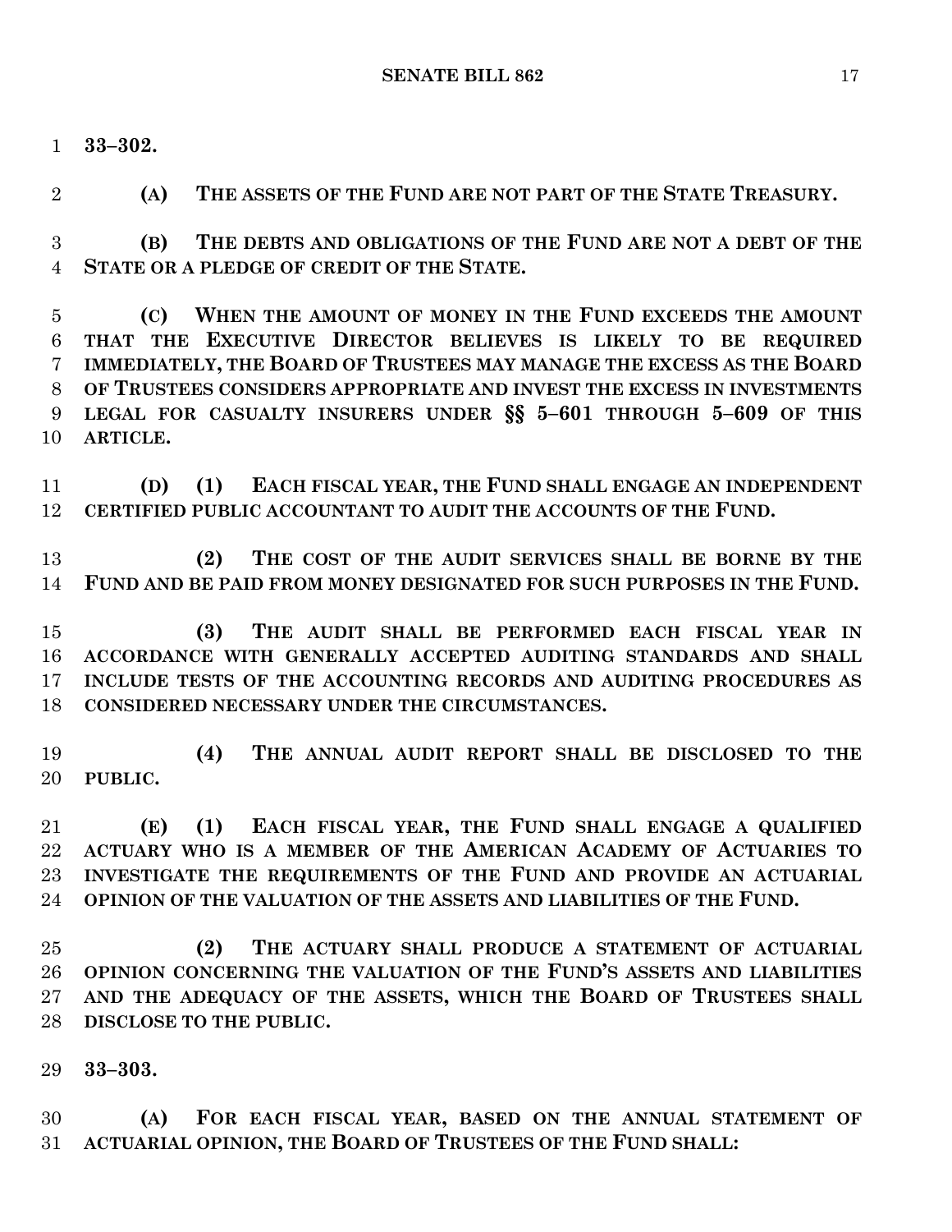**33–302.**

**(A) THE ASSETS OF THE FUND ARE NOT PART OF THE STATE TREASURY.**

**(B) THE DEBTS AND OBLIGATIONS OF THE FUND ARE NOT A DEBT OF THE STATE OR A PLEDGE OF CREDIT OF THE STATE.**

**(C) WHEN THE AMOUNT OF MONEY IN THE FUND EXCEEDS THE AMOUNT THAT THE EXECUTIVE DIRECTOR BELIEVES IS LIKELY TO BE REQUIRED IMMEDIATELY, THE BOARD OF TRUSTEES MAY MANAGE THE EXCESS AS THE BOARD OF TRUSTEES CONSIDERS APPROPRIATE AND INVEST THE EXCESS IN INVESTMENTS LEGAL FOR CASUALTY INSURERS UNDER §§ 5–601 THROUGH 5–609 OF THIS ARTICLE.**

**(D) (1) EACH FISCAL YEAR, THE FUND SHALL ENGAGE AN INDEPENDENT CERTIFIED PUBLIC ACCOUNTANT TO AUDIT THE ACCOUNTS OF THE FUND.**

**(2) THE COST OF THE AUDIT SERVICES SHALL BE BORNE BY THE FUND AND BE PAID FROM MONEY DESIGNATED FOR SUCH PURPOSES IN THE FUND.**

**(3) THE AUDIT SHALL BE PERFORMED EACH FISCAL YEAR IN ACCORDANCE WITH GENERALLY ACCEPTED AUDITING STANDARDS AND SHALL INCLUDE TESTS OF THE ACCOUNTING RECORDS AND AUDITING PROCEDURES AS CONSIDERED NECESSARY UNDER THE CIRCUMSTANCES.**

**(4) THE ANNUAL AUDIT REPORT SHALL BE DISCLOSED TO THE PUBLIC.**

**(E) (1) EACH FISCAL YEAR, THE FUND SHALL ENGAGE A QUALIFIED ACTUARY WHO IS A MEMBER OF THE AMERICAN ACADEMY OF ACTUARIES TO INVESTIGATE THE REQUIREMENTS OF THE FUND AND PROVIDE AN ACTUARIAL OPINION OF THE VALUATION OF THE ASSETS AND LIABILITIES OF THE FUND.**

**(2) THE ACTUARY SHALL PRODUCE A STATEMENT OF ACTUARIAL OPINION CONCERNING THE VALUATION OF THE FUND'S ASSETS AND LIABILITIES AND THE ADEQUACY OF THE ASSETS, WHICH THE BOARD OF TRUSTEES SHALL DISCLOSE TO THE PUBLIC.**

**33–303.**

**(A) FOR EACH FISCAL YEAR, BASED ON THE ANNUAL STATEMENT OF ACTUARIAL OPINION, THE BOARD OF TRUSTEES OF THE FUND SHALL:**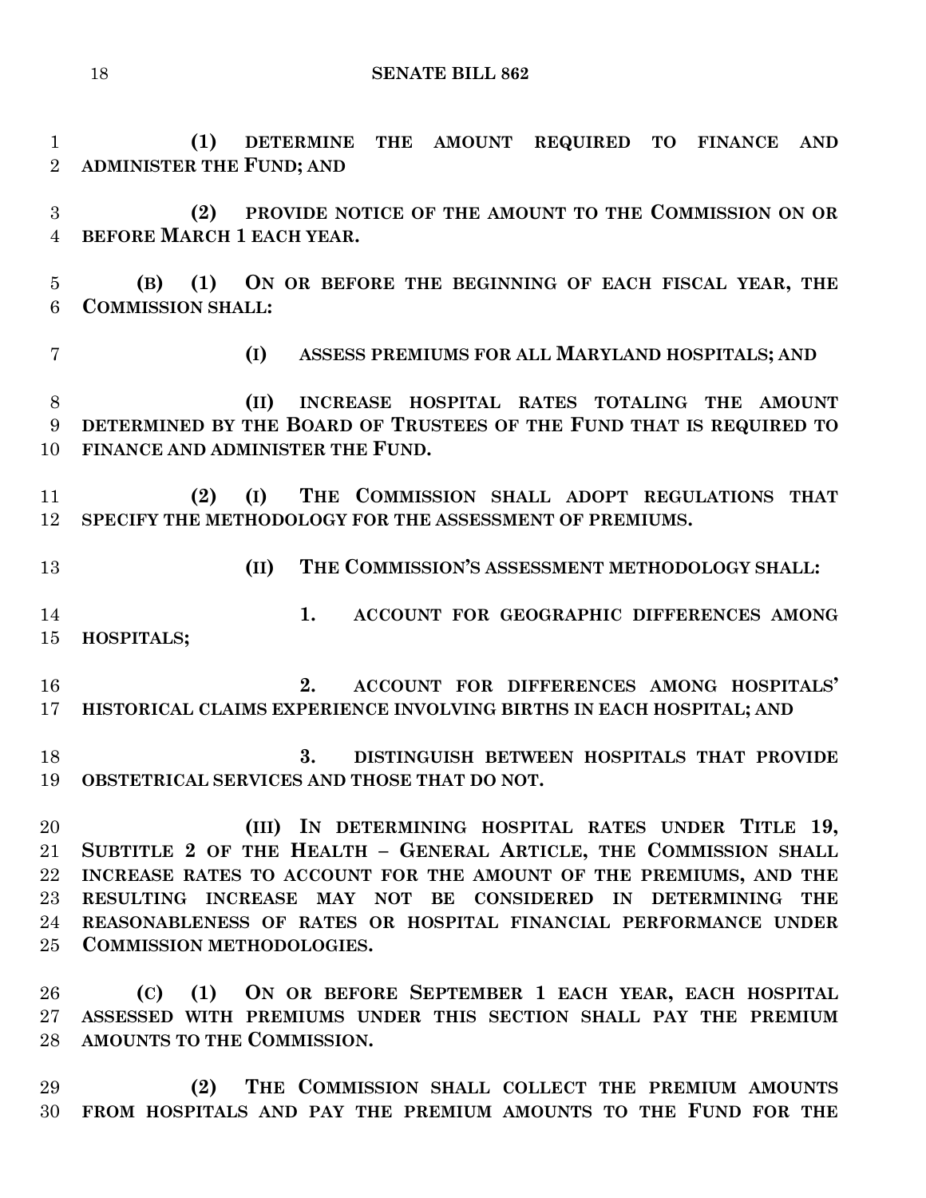**(1) DETERMINE THE AMOUNT REQUIRED TO FINANCE AND ADMINISTER THE FUND; AND**

**(2) PROVIDE NOTICE OF THE AMOUNT TO THE COMMISSION ON OR BEFORE MARCH 1 EACH YEAR.**

**(B) (1) ON OR BEFORE THE BEGINNING OF EACH FISCAL YEAR, THE COMMISSION SHALL:**

**(I) ASSESS PREMIUMS FOR ALL MARYLAND HOSPITALS; AND**

**(II) INCREASE HOSPITAL RATES TOTALING THE AMOUNT DETERMINED BY THE BOARD OF TRUSTEES OF THE FUND THAT IS REQUIRED TO FINANCE AND ADMINISTER THE FUND.**

**(2) (I) THE COMMISSION SHALL ADOPT REGULATIONS THAT SPECIFY THE METHODOLOGY FOR THE ASSESSMENT OF PREMIUMS.**

**(II) THE COMMISSION'S ASSESSMENT METHODOLOGY SHALL:**

**1. ACCOUNT FOR GEOGRAPHIC DIFFERENCES AMONG HOSPITALS;**

**2. ACCOUNT FOR DIFFERENCES AMONG HOSPITALS' HISTORICAL CLAIMS EXPERIENCE INVOLVING BIRTHS IN EACH HOSPITAL; AND**

**3. DISTINGUISH BETWEEN HOSPITALS THAT PROVIDE OBSTETRICAL SERVICES AND THOSE THAT DO NOT.**

**(III) IN DETERMINING HOSPITAL RATES UNDER TITLE 19, SUBTITLE 2 OF THE HEALTH – GENERAL ARTICLE, THE COMMISSION SHALL INCREASE RATES TO ACCOUNT FOR THE AMOUNT OF THE PREMIUMS, AND THE RESULTING INCREASE MAY NOT BE CONSIDERED IN DETERMINING THE REASONABLENESS OF RATES OR HOSPITAL FINANCIAL PERFORMANCE UNDER COMMISSION METHODOLOGIES.**

**(C) (1) ON OR BEFORE SEPTEMBER 1 EACH YEAR, EACH HOSPITAL ASSESSED WITH PREMIUMS UNDER THIS SECTION SHALL PAY THE PREMIUM AMOUNTS TO THE COMMISSION.**

**(2) THE COMMISSION SHALL COLLECT THE PREMIUM AMOUNTS FROM HOSPITALS AND PAY THE PREMIUM AMOUNTS TO THE FUND FOR THE**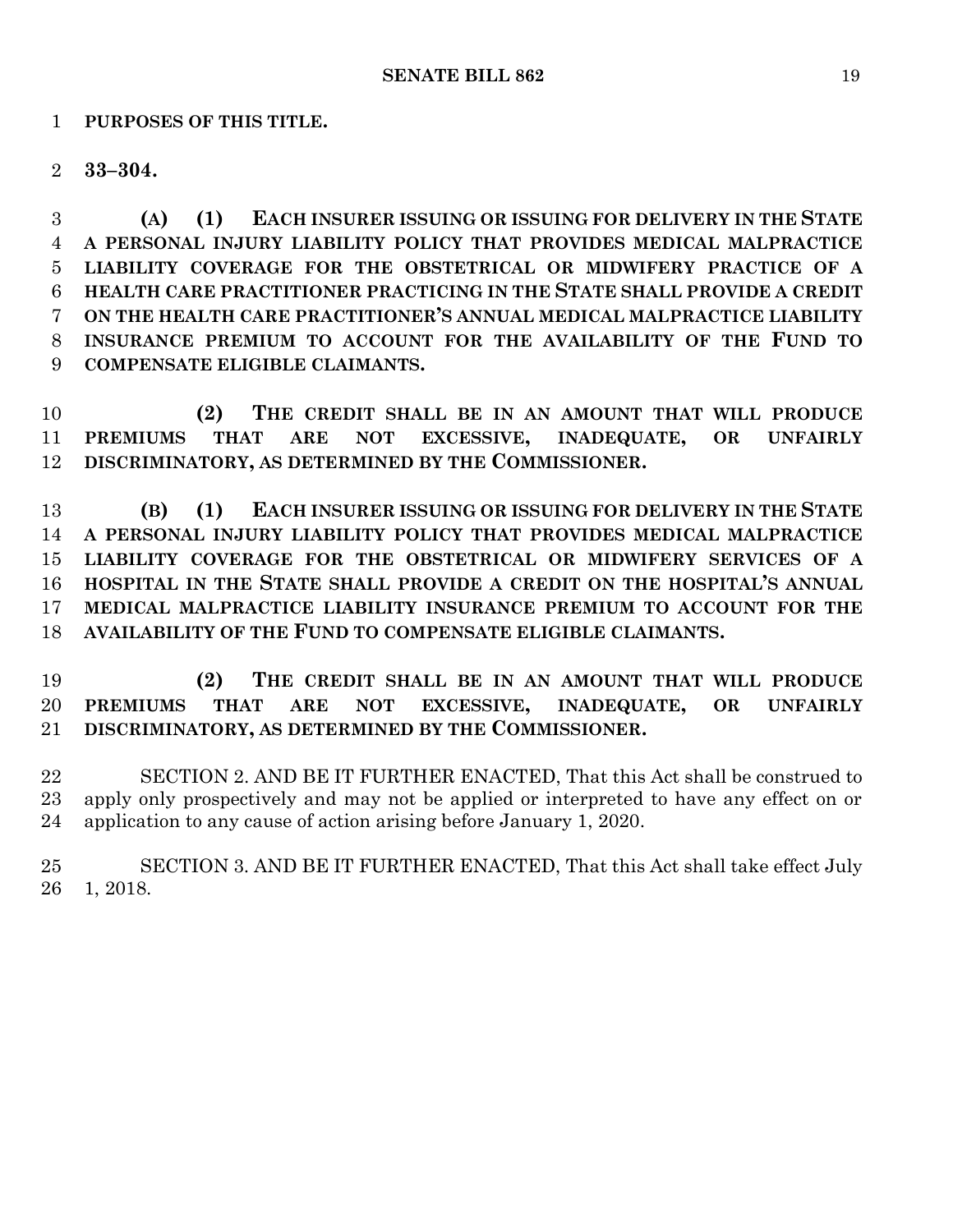**PURPOSES OF THIS TITLE.**

**33–304.**

**(A) (1) EACH INSURER ISSUING OR ISSUING FOR DELIVERY IN THE STATE A PERSONAL INJURY LIABILITY POLICY THAT PROVIDES MEDICAL MALPRACTICE LIABILITY COVERAGE FOR THE OBSTETRICAL OR MIDWIFERY PRACTICE OF A HEALTH CARE PRACTITIONER PRACTICING IN THE STATE SHALL PROVIDE A CREDIT ON THE HEALTH CARE PRACTITIONER'S ANNUAL MEDICAL MALPRACTICE LIABILITY INSURANCE PREMIUM TO ACCOUNT FOR THE AVAILABILITY OF THE FUND TO COMPENSATE ELIGIBLE CLAIMANTS.**

**(2) THE CREDIT SHALL BE IN AN AMOUNT THAT WILL PRODUCE PREMIUMS THAT ARE NOT EXCESSIVE, INADEQUATE, OR UNFAIRLY DISCRIMINATORY, AS DETERMINED BY THE COMMISSIONER.**

**(B) (1) EACH INSURER ISSUING OR ISSUING FOR DELIVERY IN THE STATE A PERSONAL INJURY LIABILITY POLICY THAT PROVIDES MEDICAL MALPRACTICE LIABILITY COVERAGE FOR THE OBSTETRICAL OR MIDWIFERY SERVICES OF A HOSPITAL IN THE STATE SHALL PROVIDE A CREDIT ON THE HOSPITAL'S ANNUAL MEDICAL MALPRACTICE LIABILITY INSURANCE PREMIUM TO ACCOUNT FOR THE AVAILABILITY OF THE FUND TO COMPENSATE ELIGIBLE CLAIMANTS.**

**(2) THE CREDIT SHALL BE IN AN AMOUNT THAT WILL PRODUCE PREMIUMS THAT ARE NOT EXCESSIVE, INADEQUATE, OR UNFAIRLY DISCRIMINATORY, AS DETERMINED BY THE COMMISSIONER.**

SECTION 2. AND BE IT FURTHER ENACTED, That this Act shall be construed to apply only prospectively and may not be applied or interpreted to have any effect on or application to any cause of action arising before January 1, 2020.

SECTION 3. AND BE IT FURTHER ENACTED, That this Act shall take effect July 1, 2018.